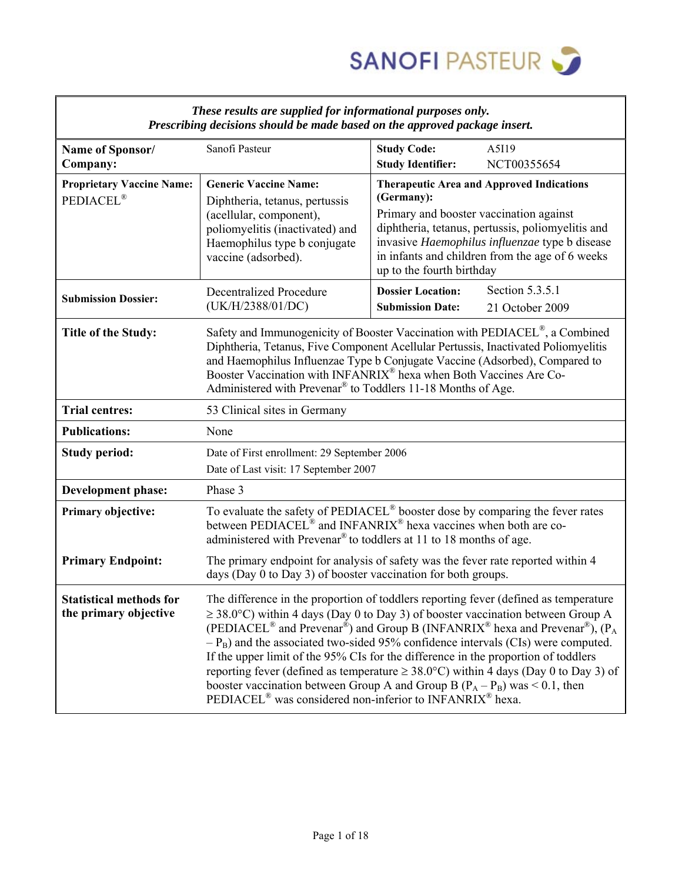SANOFI PASTEUR

| *These results are supplied for informational purposes only.*<br>*Prescribing decisions should be made based on the approved package insert.* | | | |
|---|---|---|---|
| **Name of Sponsor/ Company:** | Sanofi Pasteur | **Study Code:** A5I19<br>**Study Identifier:** NCT00355654 | |
| **Proprietary Vaccine Name:** PEDIACEL® | **Generic Vaccine Name:** Diphtheria, tetanus, pertussis (acellular, component), poliomyelitis (inactivated) and Haemophilus type b conjugate vaccine (adsorbed). | **Therapeutic Area and Approved Indications (Germany):** Primary and booster vaccination against diphtheria, tetanus, pertussis, poliomyelitis and invasive *Haemophilus influenzae* type b disease in infants and children from the age of 6 weeks up to the fourth birthday | |
| **Submission Dossier:** | Decentralized Procedure (UK/H/2388/01/DC) | **Dossier Location:** Section 5.3.5.1<br>**Submission Date:** 21 October 2009 | |
| **Title of the Study:** | Safety and Immunogenicity of Booster Vaccination with PEDIACEL®, a Combined Diphtheria, Tetanus, Five Component Acellular Pertussis, Inactivated Poliomyelitis and Haemophilus Influenzae Type b Conjugate Vaccine (Adsorbed), Compared to Booster Vaccination with INFANRIX® hexa when Both Vaccines Are Co-Administered with Prevenar® to Toddlers 11-18 Months of Age. | | |
| **Trial centres:** | 53 Clinical sites in Germany | | |
| **Publications:** | None | | |
| **Study period:** | Date of First enrollment: 29 September 2006<br>Date of Last visit: 17 September 2007 | | |
| **Development phase:** | Phase 3 | | |
| **Primary objective:** | To evaluate the safety of PEDIACEL® booster dose by comparing the fever rates between PEDIACEL® and INFANRIX® hexa vaccines when both are co-administered with Prevenar® to toddlers at 11 to 18 months of age. | | |
| **Primary Endpoint:** | The primary endpoint for analysis of safety was the fever rate reported within 4 days (Day 0 to Day 3) of booster vaccination for both groups. | | |
| **Statistical methods for the primary objective** | The difference in the proportion of toddlers reporting fever (defined as temperature ≥ 38.0°C) within 4 days (Day 0 to Day 3) of booster vaccination between Group A (PEDIACEL® and Prevenar®) and Group B (INFANRIX® hexa and Prevenar®), ($P_A - P_B$) and the associated two-sided 95% confidence intervals (CIs) were computed. If the upper limit of the 95% CIs for the difference in the proportion of toddlers reporting fever (defined as temperature ≥ 38.0°C) within 4 days (Day 0 to Day 3) of booster vaccination between Group A and Group B ($P_A - P_B$) was < 0.1, then PEDIACEL® was considered non-inferior to INFANRIX® hexa. | | |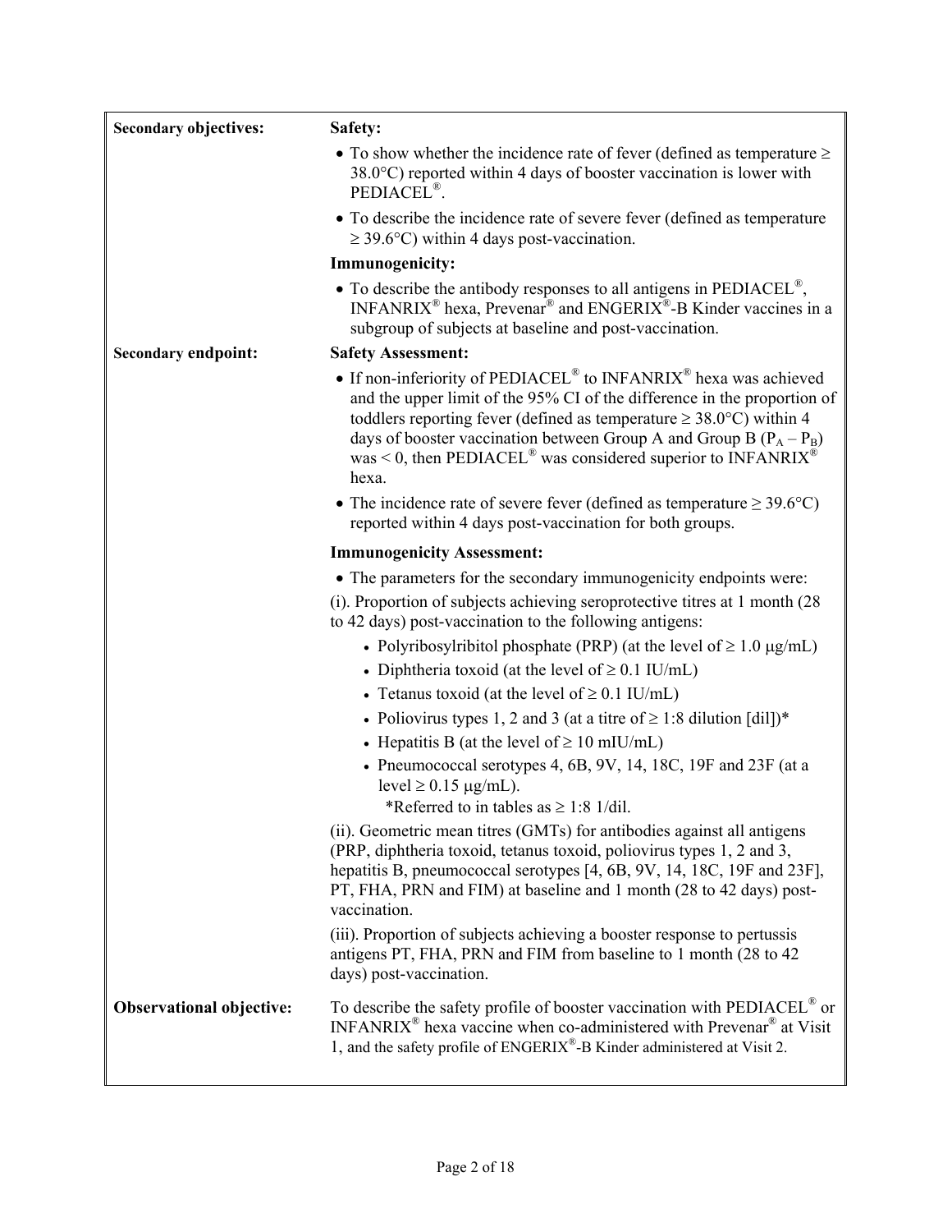| | |
|---|---|
| **Secondary objectives:** | **Safety:**<br>• To show whether the incidence rate of fever (defined as temperature ≥ 38.0°C) reported within 4 days of booster vaccination is lower with PEDIACEL®.<br>• To describe the incidence rate of severe fever (defined as temperature ≥ 39.6°C) within 4 days post-vaccination.<br>**Immunogenicity:**<br>• To describe the antibody responses to all antigens in PEDIACEL®, INFANRIX® hexa, Prevenar® and ENGERIX®-B Kinder vaccines in a subgroup of subjects at baseline and post-vaccination. |
| **Secondary endpoint:** | **Safety Assessment:**<br>• If non-inferiority of PEDIACEL® to INFANRIX® hexa was achieved and the upper limit of the 95% CI of the difference in the proportion of toddlers reporting fever (defined as temperature ≥ 38.0°C) within 4 days of booster vaccination between Group A and Group B ($P_A – P_B$) was < 0, then PEDIACEL® was considered superior to INFANRIX® hexa.<br>• The incidence rate of severe fever (defined as temperature ≥ 39.6°C) reported within 4 days post-vaccination for both groups.<br>**Immunogenicity Assessment:**<br>• The parameters for the secondary immunogenicity endpoints were:<br>(i). Proportion of subjects achieving seroprotective titres at 1 month (28 to 42 days) post-vaccination to the following antigens:<br>• Polyribosylribitol phosphate (PRP) (at the level of ≥ 1.0 µg/mL)<br>• Diphtheria toxoid (at the level of ≥ 0.1 IU/mL)<br>• Tetanus toxoid (at the level of ≥ 0.1 IU/mL)<br>• Poliovirus types 1, 2 and 3 (at a titre of ≥ 1:8 dilution [dil])*<br>• Hepatitis B (at the level of ≥ 10 mIU/mL)<br>• Pneumococcal serotypes 4, 6B, 9V, 14, 18C, 19F and 23F (at a level ≥ 0.15 µg/mL).<br>*Referred to in tables as ≥ 1:8 1/dil.<br>(ii). Geometric mean titres (GMTs) for antibodies against all antigens (PRP, diphtheria toxoid, tetanus toxoid, poliovirus types 1, 2 and 3, hepatitis B, pneumococcal serotypes [4, 6B, 9V, 14, 18C, 19F and 23F], PT, FHA, PRN and FIM) at baseline and 1 month (28 to 42 days) post-vaccination.<br>(iii). Proportion of subjects achieving a booster response to pertussis antigens PT, FHA, PRN and FIM from baseline to 1 month (28 to 42 days) post-vaccination. |
| **Observational objective:** | To describe the safety profile of booster vaccination with PEDIACEL® or INFANRIX® hexa vaccine when co-administered with Prevenar® at Visit 1, and the safety profile of ENGERIX®-B Kinder administered at Visit 2. |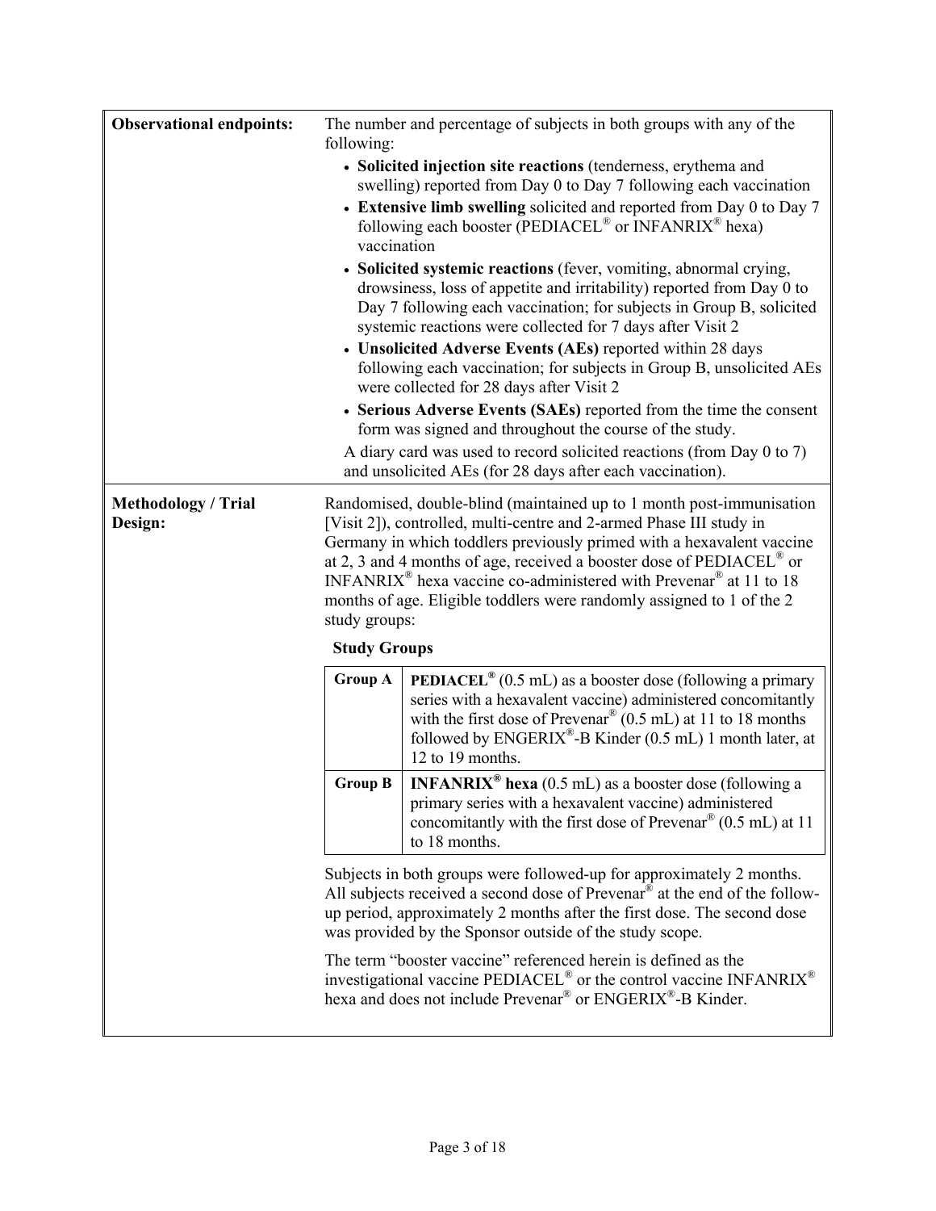| | |
|---|---|
| **Observational endpoints:** | The number and percentage of subjects in both groups with any of the following:<br>• **Solicited injection site reactions** (tenderness, erythema and swelling) reported from Day 0 to Day 7 following each vaccination<br>• **Extensive limb swelling** solicited and reported from Day 0 to Day 7 following each booster (PEDIACEL® or INFANRIX® hexa) vaccination<br>• **Solicited systemic reactions** (fever, vomiting, abnormal crying, drowsiness, loss of appetite and irritability) reported from Day 0 to Day 7 following each vaccination; for subjects in Group B, solicited systemic reactions were collected for 7 days after Visit 2<br>• **Unsolicited Adverse Events (AEs)** reported within 28 days following each vaccination; for subjects in Group B, unsolicited AEs were collected for 28 days after Visit 2<br>• **Serious Adverse Events (SAEs)** reported from the time the consent form was signed and throughout the course of the study.<br>A diary card was used to record solicited reactions (from Day 0 to 7) and unsolicited AEs (for 28 days after each vaccination). |
| **Methodology / Trial Design:** | Randomised, double-blind (maintained up to 1 month post-immunisation [Visit 2]), controlled, multi-centre and 2-armed Phase III study in Germany in which toddlers previously primed with a hexavalent vaccine at 2, 3 and 4 months of age, received a booster dose of PEDIACEL® or INFANRIX® hexa vaccine co-administered with Prevenar® at 11 to 18 months of age. Eligible toddlers were randomly assigned to 1 of the 2 study groups:<br>**Study Groups**<br>**Group A**: **PEDIACEL®** (0.5 mL) as a booster dose (following a primary series with a hexavalent vaccine) administered concomitantly with the first dose of Prevenar® (0.5 mL) at 11 to 18 months followed by ENGERIX®-B Kinder (0.5 mL) 1 month later, at 12 to 19 months.<br>**Group B**: **INFANRIX® hexa** (0.5 mL) as a booster dose (following a primary series with a hexavalent vaccine) administered concomitantly with the first dose of Prevenar® (0.5 mL) at 11 to 18 months.<br>Subjects in both groups were followed-up for approximately 2 months. All subjects received a second dose of Prevenar® at the end of the follow-up period, approximately 2 months after the first dose. The second dose was provided by the Sponsor outside of the study scope.<br>The term "booster vaccine" referenced herein is defined as the investigational vaccine PEDIACEL® or the control vaccine INFANRIX® hexa and does not include Prevenar® or ENGERIX®-B Kinder. |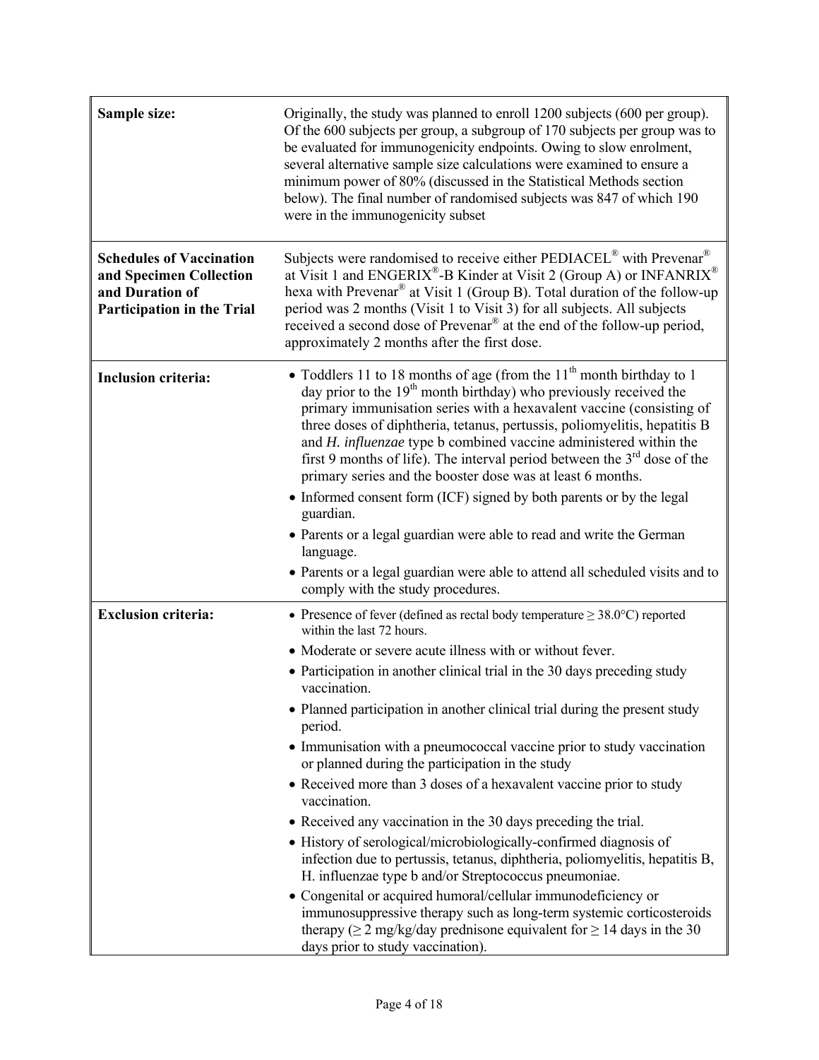| | |
|---|---|
| **Sample size:** | Originally, the study was planned to enroll 1200 subjects (600 per group). Of the 600 subjects per group, a subgroup of 170 subjects per group was to be evaluated for immunogenicity endpoints. Owing to slow enrolment, several alternative sample size calculations were examined to ensure a minimum power of 80% (discussed in the Statistical Methods section below). The final number of randomised subjects was 847 of which 190 were in the immunogenicity subset |
| **Schedules of Vaccination and Specimen Collection and Duration of Participation in the Trial** | Subjects were randomised to receive either PEDIACEL® with Prevenar® at Visit 1 and ENGERIX®-B Kinder at Visit 2 (Group A) or INFANRIX® hexa with Prevenar® at Visit 1 (Group B). Total duration of the follow-up period was 2 months (Visit 1 to Visit 3) for all subjects. All subjects received a second dose of Prevenar® at the end of the follow-up period, approximately 2 months after the first dose. |
| **Inclusion criteria:** | • Toddlers 11 to 18 months of age (from the 11th month birthday to 1 day prior to the 19th month birthday) who previously received the primary immunisation series with a hexavalent vaccine (consisting of three doses of diphtheria, tetanus, pertussis, poliomyelitis, hepatitis B and *H. influenzae* type b combined vaccine administered within the first 9 months of life). The interval period between the 3rd dose of the primary series and the booster dose was at least 6 months.<br>• Informed consent form (ICF) signed by both parents or by the legal guardian.<br>• Parents or a legal guardian were able to read and write the German language.<br>• Parents or a legal guardian were able to attend all scheduled visits and to comply with the study procedures. |
| **Exclusion criteria:** | • Presence of fever (defined as rectal body temperature ≥ 38.0°C) reported within the last 72 hours.<br>• Moderate or severe acute illness with or without fever.<br>• Participation in another clinical trial in the 30 days preceding study vaccination.<br>• Planned participation in another clinical trial during the present study period.<br>• Immunisation with a pneumococcal vaccine prior to study vaccination or planned during the participation in the study<br>• Received more than 3 doses of a hexavalent vaccine prior to study vaccination.<br>• Received any vaccination in the 30 days preceding the trial.<br>• History of serological/microbiologically-confirmed diagnosis of infection due to pertussis, tetanus, diphtheria, poliomyelitis, hepatitis B, H. influenzae type b and/or Streptococcus pneumoniae.<br>• Congenital or acquired humoral/cellular immunodeficiency or immunosuppressive therapy such as long-term systemic corticosteroids therapy (≥ 2 mg/kg/day prednisone equivalent for ≥ 14 days in the 30 days prior to study vaccination). |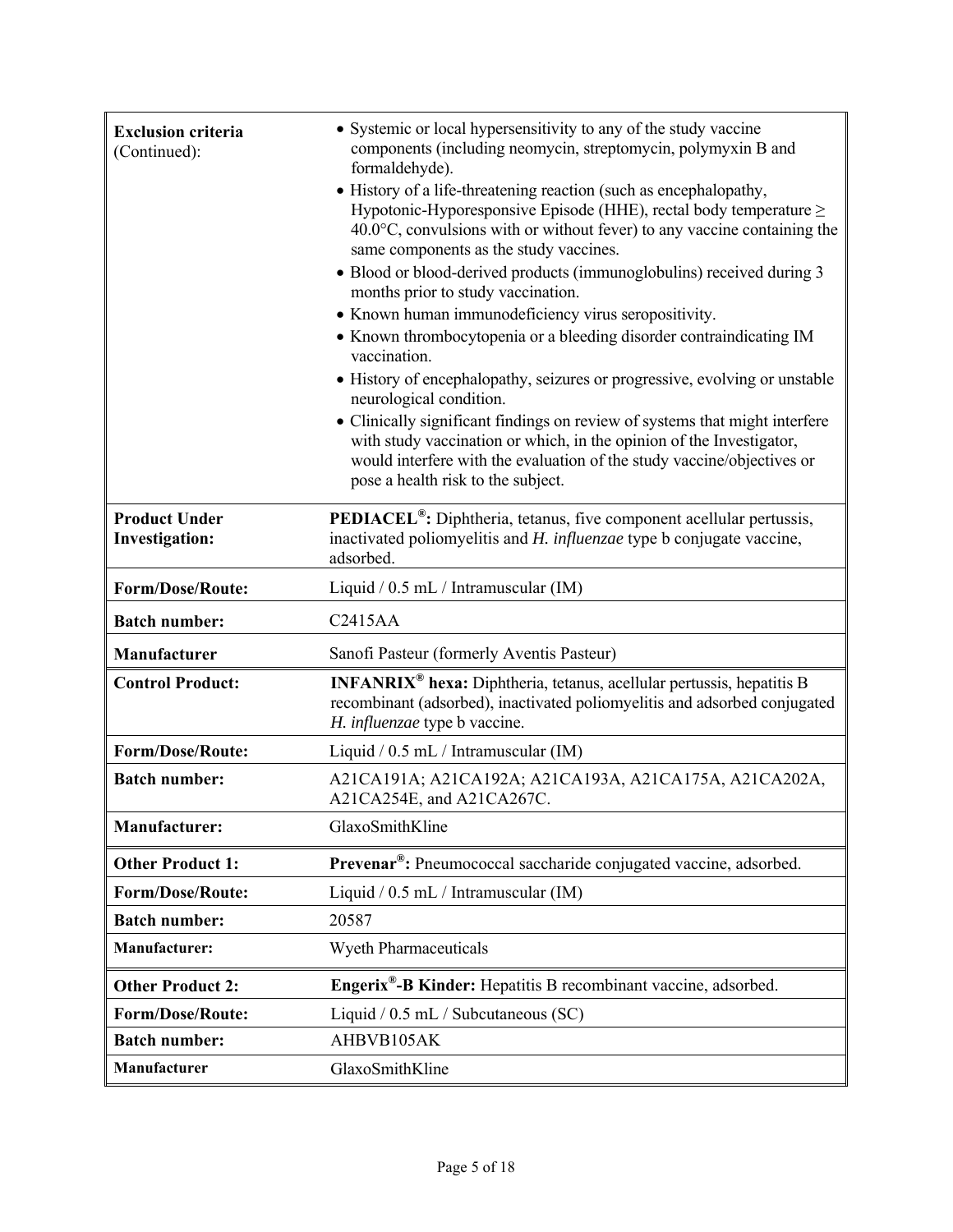| | |
|---|---|
| **Exclusion criteria** (Continued): | • Systemic or local hypersensitivity to any of the study vaccine components (including neomycin, streptomycin, polymyxin B and formaldehyde).<br>• History of a life-threatening reaction (such as encephalopathy, Hypotonic-Hyporesponsive Episode (HHE), rectal body temperature ≥ 40.0°C, convulsions with or without fever) to any vaccine containing the same components as the study vaccines.<br>• Blood or blood-derived products (immunoglobulins) received during 3 months prior to study vaccination.<br>• Known human immunodeficiency virus seropositivity.<br>• Known thrombocytopenia or a bleeding disorder contraindicating IM vaccination.<br>• History of encephalopathy, seizures or progressive, evolving or unstable neurological condition.<br>• Clinically significant findings on review of systems that might interfere with study vaccination or which, in the opinion of the Investigator, would interfere with the evaluation of the study vaccine/objectives or pose a health risk to the subject. |
| **Product Under Investigation:** | **PEDIACEL®:** Diphtheria, tetanus, five component acellular pertussis, inactivated poliomyelitis and *H. influenzae* type b conjugate vaccine, adsorbed. |
| **Form/Dose/Route:** | Liquid / 0.5 mL / Intramuscular (IM) |
| **Batch number:** | C2415AA |
| **Manufacturer** | Sanofi Pasteur (formerly Aventis Pasteur) |
| **Control Product:** | **INFANRIX® hexa:** Diphtheria, tetanus, acellular pertussis, hepatitis B recombinant (adsorbed), inactivated poliomyelitis and adsorbed conjugated *H. influenzae* type b vaccine. |
| **Form/Dose/Route:** | Liquid / 0.5 mL / Intramuscular (IM) |
| **Batch number:** | A21CA191A; A21CA192A; A21CA193A, A21CA175A, A21CA202A, A21CA254E, and A21CA267C. |
| **Manufacturer:** | GlaxoSmithKline |
| **Other Product 1:** | **Prevenar®:** Pneumococcal saccharide conjugated vaccine, adsorbed. |
| **Form/Dose/Route:** | Liquid / 0.5 mL / Intramuscular (IM) |
| **Batch number:** | 20587 |
| **Manufacturer:** | Wyeth Pharmaceuticals |
| **Other Product 2:** | **Engerix®-B Kinder:** Hepatitis B recombinant vaccine, adsorbed. |
| **Form/Dose/Route:** | Liquid / 0.5 mL / Subcutaneous (SC) |
| **Batch number:** | AHBVB105AK |
| **Manufacturer** | GlaxoSmithKline |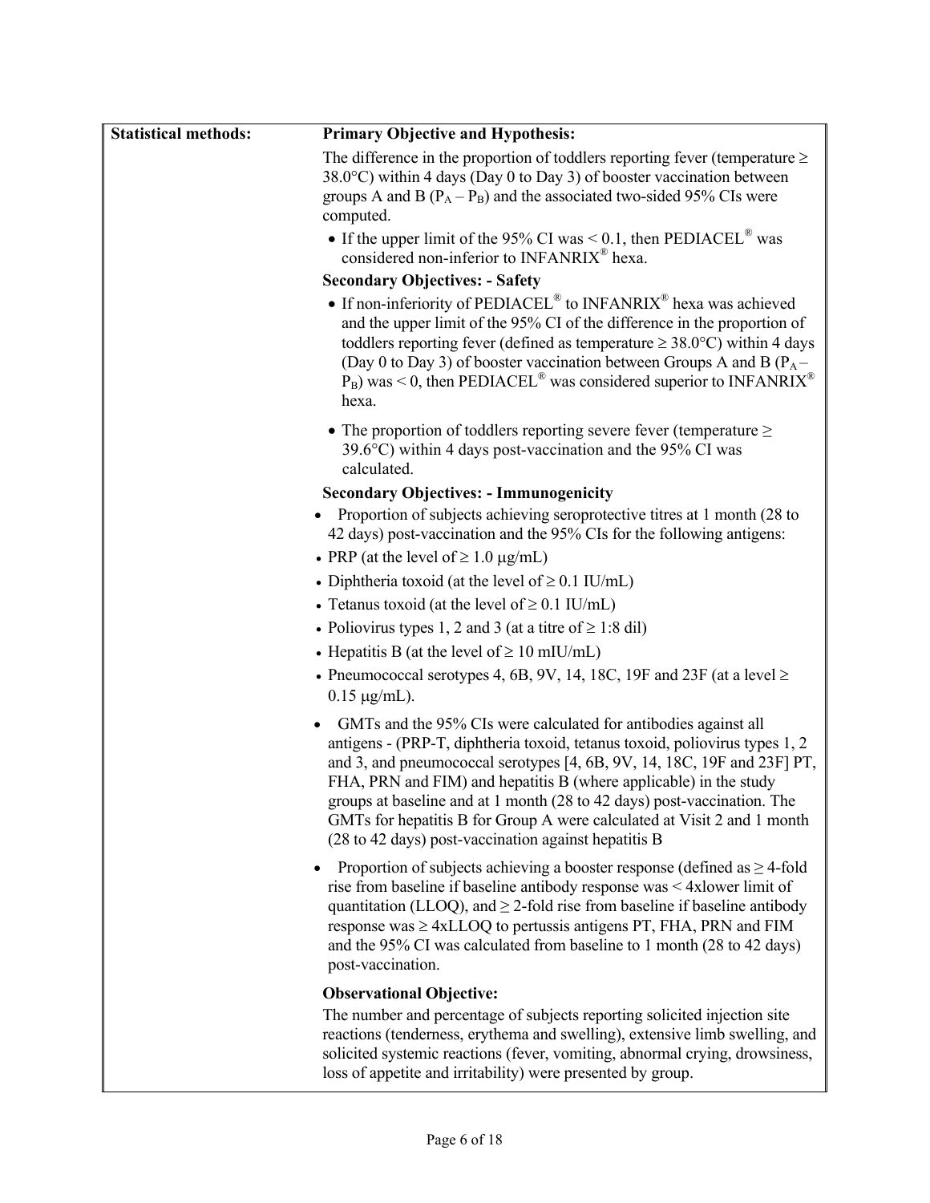| Statistical methods: | **Primary Objective and Hypothesis:**<br>The difference in the proportion of toddlers reporting fever (temperature ≥ 38.0°C) within 4 days (Day 0 to Day 3) of booster vaccination between groups A and B ($P_A - P_B$) and the associated two-sided 95% CIs were computed.<br>• If the upper limit of the 95% CI was < 0.1, then PEDIACEL® was considered non-inferior to INFANRIX® hexa.<br>**Secondary Objectives: - Safety**<br>• If non-inferiority of PEDIACEL® to INFANRIX® hexa was achieved and the upper limit of the 95% CI of the difference in the proportion of toddlers reporting fever (defined as temperature ≥ 38.0°C) within 4 days (Day 0 to Day 3) of booster vaccination between Groups A and B ($P_A - P_B$) was < 0, then PEDIACEL® was considered superior to INFANRIX® hexa.<br>• The proportion of toddlers reporting severe fever (temperature ≥ 39.6°C) within 4 days post-vaccination and the 95% CI was calculated.<br>**Secondary Objectives: - Immunogenicity**<br>• Proportion of subjects achieving seroprotective titres at 1 month (28 to 42 days) post-vaccination and the 95% CIs for the following antigens:<br>• PRP (at the level of ≥ 1.0 μg/mL)<br>• Diphtheria toxoid (at the level of ≥ 0.1 IU/mL)<br>• Tetanus toxoid (at the level of ≥ 0.1 IU/mL)<br>• Poliovirus types 1, 2 and 3 (at a titre of ≥ 1:8 dil)<br>• Hepatitis B (at the level of ≥ 10 mIU/mL)<br>• Pneumococcal serotypes 4, 6B, 9V, 14, 18C, 19F and 23F (at a level ≥ 0.15 μg/mL).<br>• GMTs and the 95% CIs were calculated for antibodies against all antigens - (PRP-T, diphtheria toxoid, tetanus toxoid, poliovirus types 1, 2 and 3, and pneumococcal serotypes [4, 6B, 9V, 14, 18C, 19F and 23F] PT, FHA, PRN and FIM) and hepatitis B (where applicable) in the study groups at baseline and at 1 month (28 to 42 days) post-vaccination. The GMTs for hepatitis B for Group A were calculated at Visit 2 and 1 month (28 to 42 days) post-vaccination against hepatitis B<br>• Proportion of subjects achieving a booster response (defined as ≥ 4-fold rise from baseline if baseline antibody response was < 4xlower limit of quantitation (LLOQ), and ≥ 2-fold rise from baseline if baseline antibody response was ≥ 4xLLOQ to pertussis antigens PT, FHA, PRN and FIM and the 95% CI was calculated from baseline to 1 month (28 to 42 days) post-vaccination.<br>**Observational Objective:**<br>The number and percentage of subjects reporting solicited injection site reactions (tenderness, erythema and swelling), extensive limb swelling, and solicited systemic reactions (fever, vomiting, abnormal crying, drowsiness, loss of appetite and irritability) were presented by group. |
|---|---|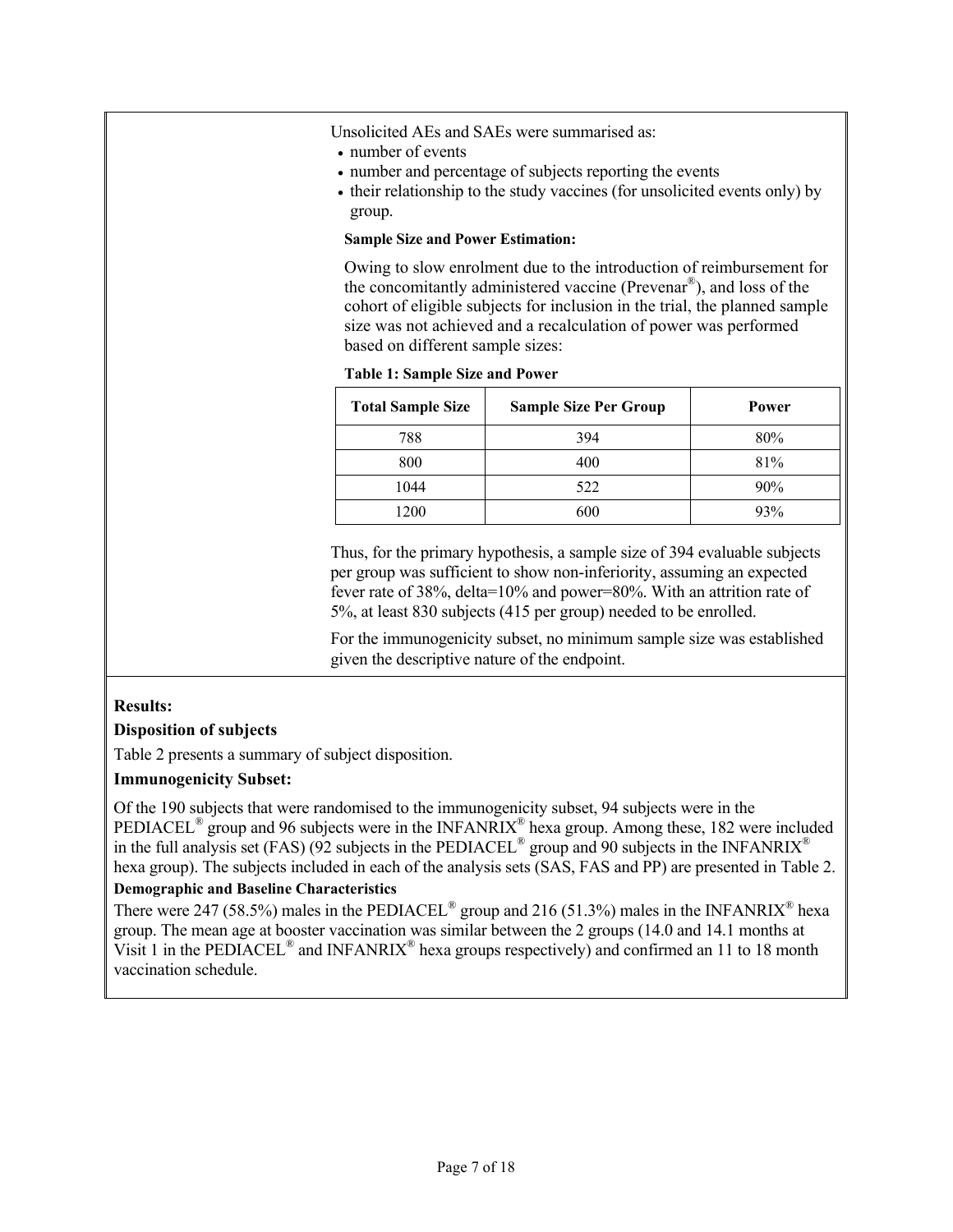Unsolicited AEs and SAEs were summarised as:

- number of events
- number and percentage of subjects reporting the events
- their relationship to the study vaccines (for unsolicited events only) by group.

**Sample Size and Power Estimation:**

Owing to slow enrolment due to the introduction of reimbursement for the concomitantly administered vaccine (Prevenar®), and loss of the cohort of eligible subjects for inclusion in the trial, the planned sample size was not achieved and a recalculation of power was performed based on different sample sizes:

**Table 1: Sample Size and Power**

| Total Sample Size | Sample Size Per Group | Power |
|---|---|---|
| 788 | 394 | 80% |
| 800 | 400 | 81% |
| 1044 | 522 | 90% |
| 1200 | 600 | 93% |

Thus, for the primary hypothesis, a sample size of 394 evaluable subjects per group was sufficient to show non-inferiority, assuming an expected fever rate of 38%, delta=10% and power=80%. With an attrition rate of 5%, at least 830 subjects (415 per group) needed to be enrolled.

For the immunogenicity subset, no minimum sample size was established given the descriptive nature of the endpoint.

**Results:**

**Disposition of subjects**

Table 2 presents a summary of subject disposition.

**Immunogenicity Subset:**

Of the 190 subjects that were randomised to the immunogenicity subset, 94 subjects were in the PEDIACEL® group and 96 subjects were in the INFANRIX® hexa group. Among these, 182 were included in the full analysis set (FAS) (92 subjects in the PEDIACEL® group and 90 subjects in the INFANRIX® hexa group). The subjects included in each of the analysis sets (SAS, FAS and PP) are presented in Table 2.

**Demographic and Baseline Characteristics**

There were 247 (58.5%) males in the PEDIACEL® group and 216 (51.3%) males in the INFANRIX® hexa group. The mean age at booster vaccination was similar between the 2 groups (14.0 and 14.1 months at Visit 1 in the PEDIACEL® and INFANRIX® hexa groups respectively) and confirmed an 11 to 18 month vaccination schedule.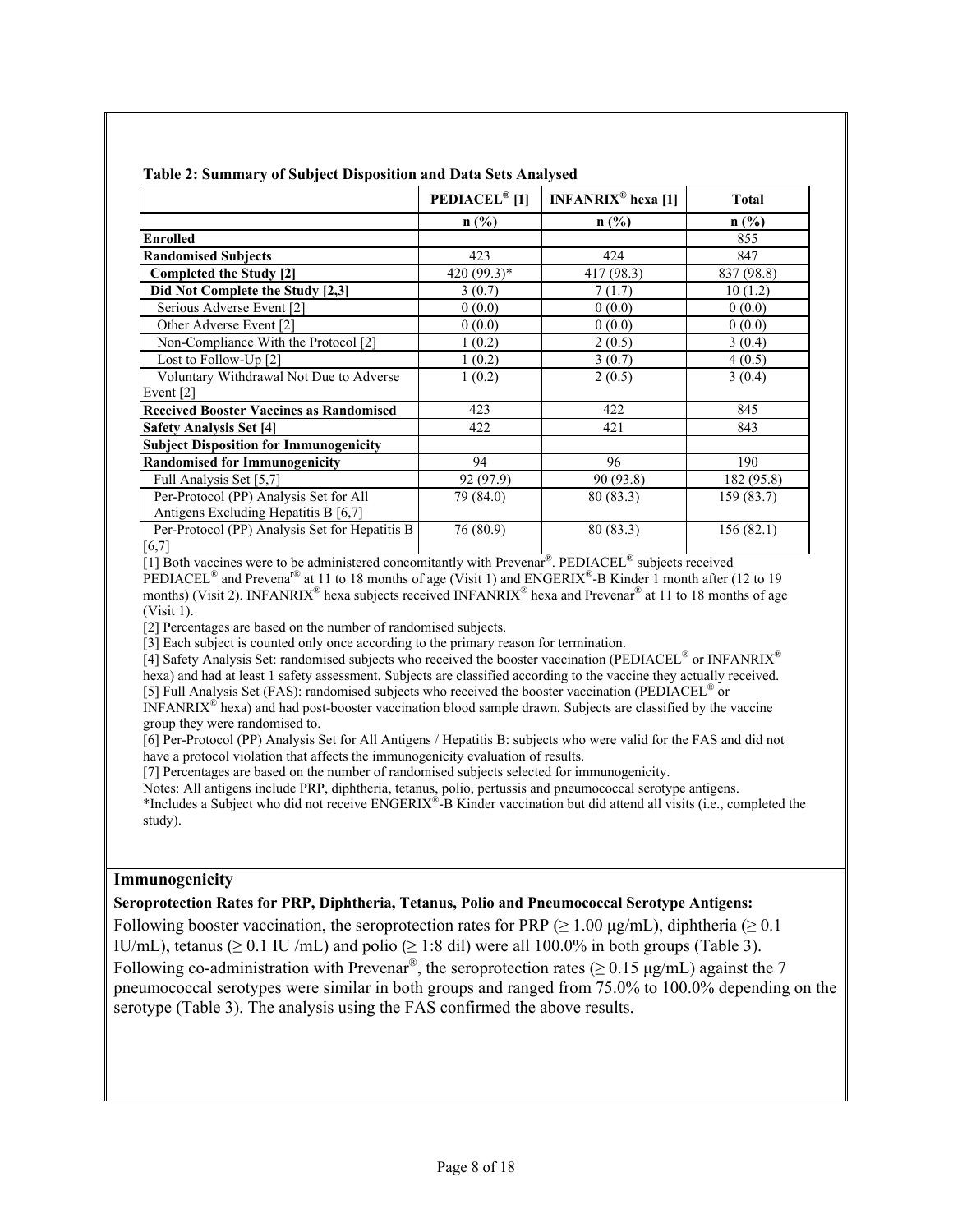**Table 2: Summary of Subject Disposition and Data Sets Analysed**

| | PEDIACEL® [1] | INFANRIX® hexa [1] | Total |
|---|---|---|---|
| | n (%) | n (%) | n (%) |
| **Enrolled** | | | 855 |
| **Randomised Subjects** | 423 | 424 | 847 |
| **Completed the Study [2]** | 420 (99.3)* | 417 (98.3) | 837 (98.8) |
| **Did Not Complete the Study [2,3]** | 3 (0.7) | 7 (1.7) | 10 (1.2) |
| Serious Adverse Event [2] | 0 (0.0) | 0 (0.0) | 0 (0.0) |
| Other Adverse Event [2] | 0 (0.0) | 0 (0.0) | 0 (0.0) |
| Non-Compliance With the Protocol [2] | 1 (0.2) | 2 (0.5) | 3 (0.4) |
| Lost to Follow-Up [2] | 1 (0.2) | 3 (0.7) | 4 (0.5) |
| Voluntary Withdrawal Not Due to Adverse Event [2] | 1 (0.2) | 2 (0.5) | 3 (0.4) |
| **Received Booster Vaccines as Randomised** | 423 | 422 | 845 |
| **Safety Analysis Set [4]** | 422 | 421 | 843 |
| **Subject Disposition for Immunogenicity** | | | |
| **Randomised for Immunogenicity** | 94 | 96 | 190 |
| Full Analysis Set [5,7] | 92 (97.9) | 90 (93.8) | 182 (95.8) |
| Per-Protocol (PP) Analysis Set for All Antigens Excluding Hepatitis B [6,7] | 79 (84.0) | 80 (83.3) | 159 (83.7) |
| Per-Protocol (PP) Analysis Set for Hepatitis B [6,7] | 76 (80.9) | 80 (83.3) | 156 (82.1) |

[1] Both vaccines were to be administered concomitantly with Prevenar®. PEDIACEL® subjects received PEDIACEL® and Prevenar® at 11 to 18 months of age (Visit 1) and ENGERIX®-B Kinder 1 month after (12 to 19 months) (Visit 2). INFANRIX® hexa subjects received INFANRIX® hexa and Prevenar® at 11 to 18 months of age (Visit 1).

[2] Percentages are based on the number of randomised subjects.

[3] Each subject is counted only once according to the primary reason for termination.

[4] Safety Analysis Set: randomised subjects who received the booster vaccination (PEDIACEL® or INFANRIX® hexa) and had at least 1 safety assessment. Subjects are classified according to the vaccine they actually received.

[5] Full Analysis Set (FAS): randomised subjects who received the booster vaccination (PEDIACEL® or INFANRIX® hexa) and had post-booster vaccination blood sample drawn. Subjects are classified by the vaccine group they were randomised to.

[6] Per-Protocol (PP) Analysis Set for All Antigens / Hepatitis B: subjects who were valid for the FAS and did not have a protocol violation that affects the immunogenicity evaluation of results.

[7] Percentages are based on the number of randomised subjects selected for immunogenicity.

Notes: All antigens include PRP, diphtheria, tetanus, polio, pertussis and pneumococcal serotype antigens.

*Includes a Subject who did not receive ENGERIX®-B Kinder vaccination but did attend all visits (i.e., completed the study).

## Immunogenicity

**Seroprotection Rates for PRP, Diphtheria, Tetanus, Polio and Pneumococcal Serotype Antigens:**

Following booster vaccination, the seroprotection rates for PRP ($\geq$ 1.00 µg/mL), diphtheria ($\geq$ 0.1 IU/mL), tetanus ($\geq$ 0.1 IU /mL) and polio ($\geq$ 1:8 dil) were all 100.0% in both groups (Table 3). Following co-administration with Prevenar®, the seroprotection rates ($\geq$ 0.15 µg/mL) against the 7 pneumococcal serotypes were similar in both groups and ranged from 75.0% to 100.0% depending on the serotype (Table 3). The analysis using the FAS confirmed the above results.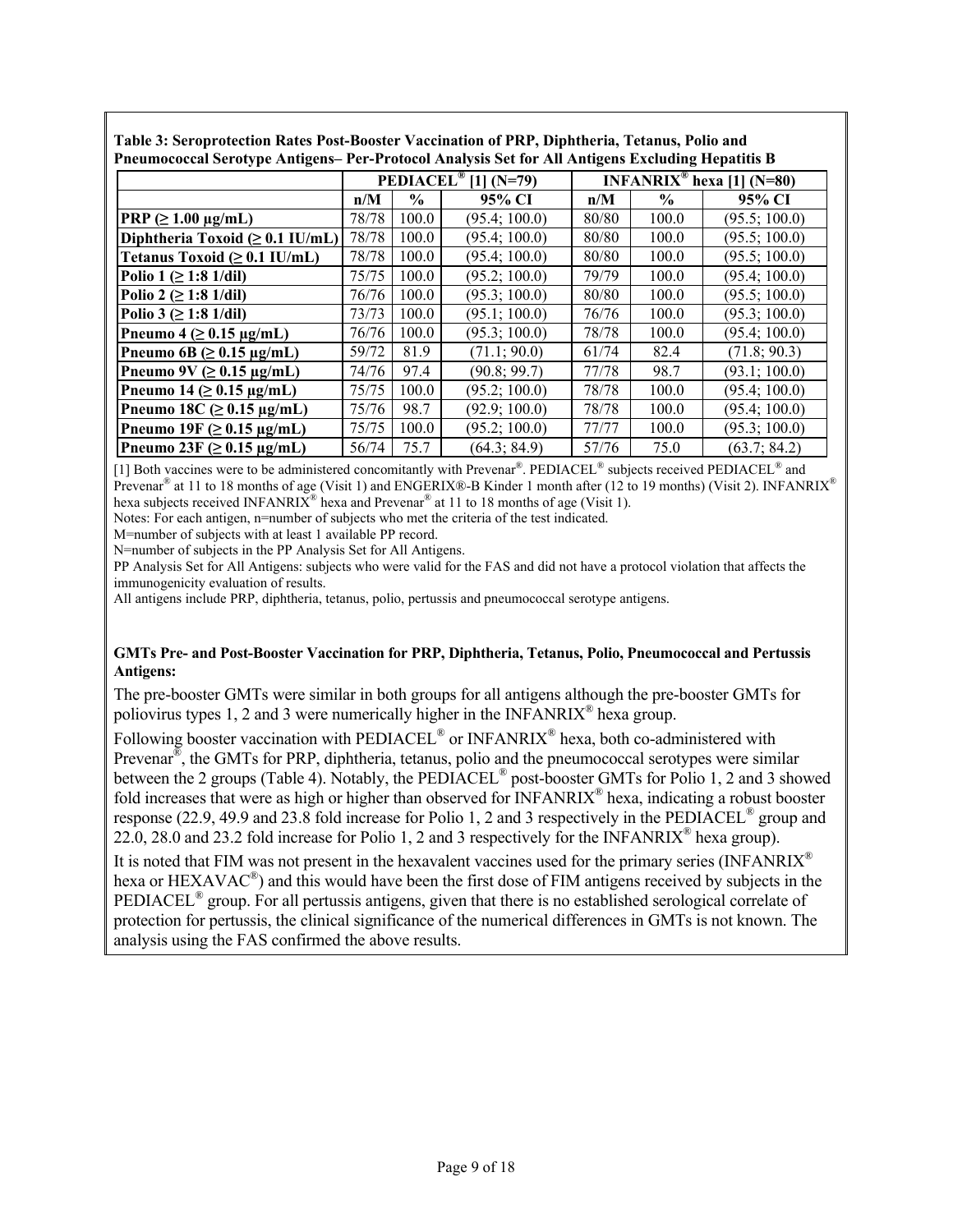**Table 3: Seroprotection Rates Post-Booster Vaccination of PRP, Diphtheria, Tetanus, Polio and Pneumococcal Serotype Antigens– Per-Protocol Analysis Set for All Antigens Excluding Hepatitis B**

| | PEDIACEL® [1] (N=79) | | | INFANRIX® hexa [1] (N=80) | | |
|---|---|---|---|---|---|---|
| | n/M | % | 95% CI | n/M | % | 95% CI |
| **PRP (≥ 1.00 µg/mL)** | 78/78 | 100.0 | (95.4; 100.0) | 80/80 | 100.0 | (95.5; 100.0) |
| **Diphtheria Toxoid (≥ 0.1 IU/mL)** | 78/78 | 100.0 | (95.4; 100.0) | 80/80 | 100.0 | (95.5; 100.0) |
| **Tetanus Toxoid (≥ 0.1 IU/mL)** | 78/78 | 100.0 | (95.4; 100.0) | 80/80 | 100.0 | (95.5; 100.0) |
| **Polio 1 (≥ 1:8 1/dil)** | 75/75 | 100.0 | (95.2; 100.0) | 79/79 | 100.0 | (95.4; 100.0) |
| **Polio 2 (≥ 1:8 1/dil)** | 76/76 | 100.0 | (95.3; 100.0) | 80/80 | 100.0 | (95.5; 100.0) |
| **Polio 3 (≥ 1:8 1/dil)** | 73/73 | 100.0 | (95.1; 100.0) | 76/76 | 100.0 | (95.3; 100.0) |
| **Pneumo 4 (≥ 0.15 µg/mL)** | 76/76 | 100.0 | (95.3; 100.0) | 78/78 | 100.0 | (95.4; 100.0) |
| **Pneumo 6B (≥ 0.15 µg/mL)** | 59/72 | 81.9 | (71.1; 90.0) | 61/74 | 82.4 | (71.8; 90.3) |
| **Pneumo 9V (≥ 0.15 µg/mL)** | 74/76 | 97.4 | (90.8; 99.7) | 77/78 | 98.7 | (93.1; 100.0) |
| **Pneumo 14 (≥ 0.15 µg/mL)** | 75/75 | 100.0 | (95.2; 100.0) | 78/78 | 100.0 | (95.4; 100.0) |
| **Pneumo 18C (≥ 0.15 µg/mL)** | 75/76 | 98.7 | (92.9; 100.0) | 78/78 | 100.0 | (95.4; 100.0) |
| **Pneumo 19F (≥ 0.15 µg/mL)** | 75/75 | 100.0 | (95.2; 100.0) | 77/77 | 100.0 | (95.3; 100.0) |
| **Pneumo 23F (≥ 0.15 µg/mL)** | 56/74 | 75.7 | (64.3; 84.9) | 57/76 | 75.0 | (63.7; 84.2) |

[1] Both vaccines were to be administered concomitantly with Prevenar®. PEDIACEL® subjects received PEDIACEL® and Prevenar® at 11 to 18 months of age (Visit 1) and ENGERIX®-B Kinder 1 month after (12 to 19 months) (Visit 2). INFANRIX® hexa subjects received INFANRIX® hexa and Prevenar® at 11 to 18 months of age (Visit 1).

Notes: For each antigen, n=number of subjects who met the criteria of the test indicated.

M=number of subjects with at least 1 available PP record.

N=number of subjects in the PP Analysis Set for All Antigens.

PP Analysis Set for All Antigens: subjects who were valid for the FAS and did not have a protocol violation that affects the immunogenicity evaluation of results.

All antigens include PRP, diphtheria, tetanus, polio, pertussis and pneumococcal serotype antigens.

**GMTs Pre- and Post-Booster Vaccination for PRP, Diphtheria, Tetanus, Polio, Pneumococcal and Pertussis Antigens:**

The pre-booster GMTs were similar in both groups for all antigens although the pre-booster GMTs for poliovirus types 1, 2 and 3 were numerically higher in the INFANRIX® hexa group.

Following booster vaccination with PEDIACEL® or INFANRIX® hexa, both co-administered with Prevenar®, the GMTs for PRP, diphtheria, tetanus, polio and the pneumococcal serotypes were similar between the 2 groups (Table 4). Notably, the PEDIACEL® post-booster GMTs for Polio 1, 2 and 3 showed fold increases that were as high or higher than observed for INFANRIX® hexa, indicating a robust booster response (22.9, 49.9 and 23.8 fold increase for Polio 1, 2 and 3 respectively in the PEDIACEL® group and 22.0, 28.0 and 23.2 fold increase for Polio 1, 2 and 3 respectively for the INFANRIX® hexa group).

It is noted that FIM was not present in the hexavalent vaccines used for the primary series (INFANRIX® hexa or HEXAVAC®) and this would have been the first dose of FIM antigens received by subjects in the PEDIACEL® group. For all pertussis antigens, given that there is no established serological correlate of protection for pertussis, the clinical significance of the numerical differences in GMTs is not known. The analysis using the FAS confirmed the above results.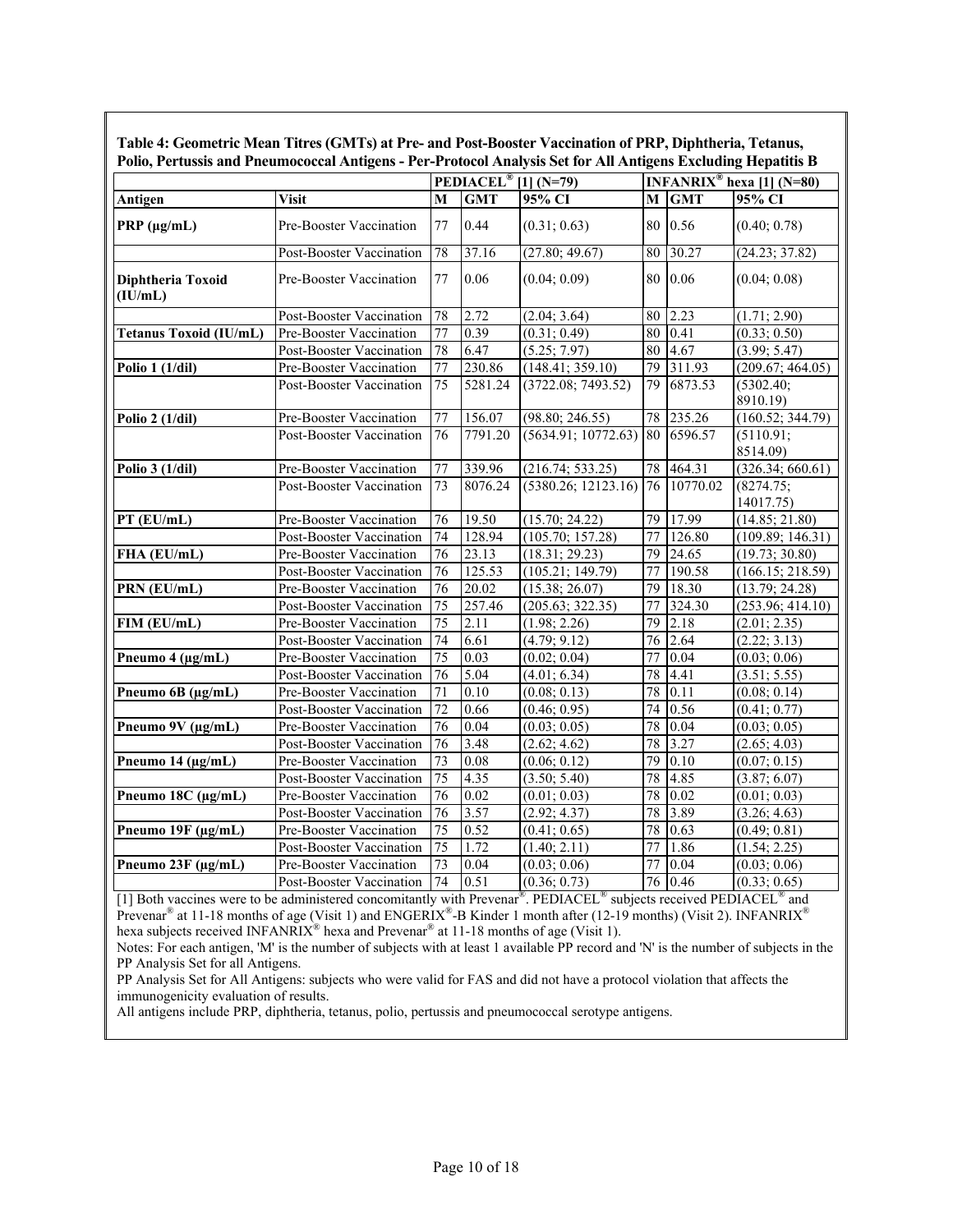**Table 4: Geometric Mean Titres (GMTs) at Pre- and Post-Booster Vaccination of PRP, Diphtheria, Tetanus, Polio, Pertussis and Pneumococcal Antigens - Per-Protocol Analysis Set for All Antigens Excluding Hepatitis B**

| | | PEDIACEL® [1] (N=79) | | | INFANRIX® hexa [1] (N=80) | | |
|---|---|---|---|---|---|---|---|
| **Antigen** | **Visit** | **M** | **GMT** | **95% CI** | **M** | **GMT** | **95% CI** |
| **PRP (µg/mL)** | Pre-Booster Vaccination | 77 | 0.44 | (0.31; 0.63) | 80 | 0.56 | (0.40; 0.78) |
| | Post-Booster Vaccination | 78 | 37.16 | (27.80; 49.67) | 80 | 30.27 | (24.23; 37.82) |
| **Diphtheria Toxoid (IU/mL)** | Pre-Booster Vaccination | 77 | 0.06 | (0.04; 0.09) | 80 | 0.06 | (0.04; 0.08) |
| | Post-Booster Vaccination | 78 | 2.72 | (2.04; 3.64) | 80 | 2.23 | (1.71; 2.90) |
| **Tetanus Toxoid (IU/mL)** | Pre-Booster Vaccination | 77 | 0.39 | (0.31; 0.49) | 80 | 0.41 | (0.33; 0.50) |
| | Post-Booster Vaccination | 78 | 6.47 | (5.25; 7.97) | 80 | 4.67 | (3.99; 5.47) |
| **Polio 1 (1/dil)** | Pre-Booster Vaccination | 77 | 230.86 | (148.41; 359.10) | 79 | 311.93 | (209.67; 464.05) |
| | Post-Booster Vaccination | 75 | 5281.24 | (3722.08; 7493.52) | 79 | 6873.53 | (5302.40; 8910.19) |
| **Polio 2 (1/dil)** | Pre-Booster Vaccination | 77 | 156.07 | (98.80; 246.55) | 78 | 235.26 | (160.52; 344.79) |
| | Post-Booster Vaccination | 76 | 7791.20 | (5634.91; 10772.63) | 80 | 6596.57 | (5110.91; 8514.09) |
| **Polio 3 (1/dil)** | Pre-Booster Vaccination | 77 | 339.96 | (216.74; 533.25) | 78 | 464.31 | (326.34; 660.61) |
| | Post-Booster Vaccination | 73 | 8076.24 | (5380.26; 12123.16) | 76 | 10770.02 | (8274.75; 14017.75) |
| **PT (EU/mL)** | Pre-Booster Vaccination | 76 | 19.50 | (15.70; 24.22) | 79 | 17.99 | (14.85; 21.80) |
| | Post-Booster Vaccination | 74 | 128.94 | (105.70; 157.28) | 77 | 126.80 | (109.89; 146.31) |
| **FHA (EU/mL)** | Pre-Booster Vaccination | 76 | 23.13 | (18.31; 29.23) | 79 | 24.65 | (19.73; 30.80) |
| | Post-Booster Vaccination | 76 | 125.53 | (105.21; 149.79) | 77 | 190.58 | (166.15; 218.59) |
| **PRN (EU/mL)** | Pre-Booster Vaccination | 76 | 20.02 | (15.38; 26.07) | 79 | 18.30 | (13.79; 24.28) |
| | Post-Booster Vaccination | 75 | 257.46 | (205.63; 322.35) | 77 | 324.30 | (253.96; 414.10) |
| **FIM (EU/mL)** | Pre-Booster Vaccination | 75 | 2.11 | (1.98; 2.26) | 79 | 2.18 | (2.01; 2.35) |
| | Post-Booster Vaccination | 74 | 6.61 | (4.79; 9.12) | 76 | 2.64 | (2.22; 3.13) |
| **Pneumo 4 (µg/mL)** | Pre-Booster Vaccination | 75 | 0.03 | (0.02; 0.04) | 77 | 0.04 | (0.03; 0.06) |
| | Post-Booster Vaccination | 76 | 5.04 | (4.01; 6.34) | 78 | 4.41 | (3.51; 5.55) |
| **Pneumo 6B (µg/mL)** | Pre-Booster Vaccination | 71 | 0.10 | (0.08; 0.13) | 78 | 0.11 | (0.08; 0.14) |
| | Post-Booster Vaccination | 72 | 0.66 | (0.46; 0.95) | 74 | 0.56 | (0.41; 0.77) |
| **Pneumo 9V (µg/mL)** | Pre-Booster Vaccination | 76 | 0.04 | (0.03; 0.05) | 78 | 0.04 | (0.03; 0.05) |
| | Post-Booster Vaccination | 76 | 3.48 | (2.62; 4.62) | 78 | 3.27 | (2.65; 4.03) |
| **Pneumo 14 (µg/mL)** | Pre-Booster Vaccination | 73 | 0.08 | (0.06; 0.12) | 79 | 0.10 | (0.07; 0.15) |
| | Post-Booster Vaccination | 75 | 4.35 | (3.50; 5.40) | 78 | 4.85 | (3.87; 6.07) |
| **Pneumo 18C (µg/mL)** | Pre-Booster Vaccination | 76 | 0.02 | (0.01; 0.03) | 78 | 0.02 | (0.01; 0.03) |
| | Post-Booster Vaccination | 76 | 3.57 | (2.92; 4.37) | 78 | 3.89 | (3.26; 4.63) |
| **Pneumo 19F (µg/mL)** | Pre-Booster Vaccination | 75 | 0.52 | (0.41; 0.65) | 78 | 0.63 | (0.49; 0.81) |
| | Post-Booster Vaccination | 75 | 1.72 | (1.40; 2.11) | 77 | 1.86 | (1.54; 2.25) |
| **Pneumo 23F (µg/mL)** | Pre-Booster Vaccination | 73 | 0.04 | (0.03; 0.06) | 77 | 0.04 | (0.03; 0.06) |
| | Post-Booster Vaccination | 74 | 0.51 | (0.36; 0.73) | 76 | 0.46 | (0.33; 0.65) |

[1] Both vaccines were to be administered concomitantly with Prevenar®. PEDIACEL® subjects received PEDIACEL® and Prevenar® at 11-18 months of age (Visit 1) and ENGERIX®-B Kinder 1 month after (12-19 months) (Visit 2). INFANRIX® hexa subjects received INFANRIX® hexa and Prevenar® at 11-18 months of age (Visit 1).

Notes: For each antigen, 'M' is the number of subjects with at least 1 available PP record and 'N' is the number of subjects in the PP Analysis Set for all Antigens.

PP Analysis Set for All Antigens: subjects who were valid for FAS and did not have a protocol violation that affects the immunogenicity evaluation of results.

All antigens include PRP, diphtheria, tetanus, polio, pertussis and pneumococcal serotype antigens.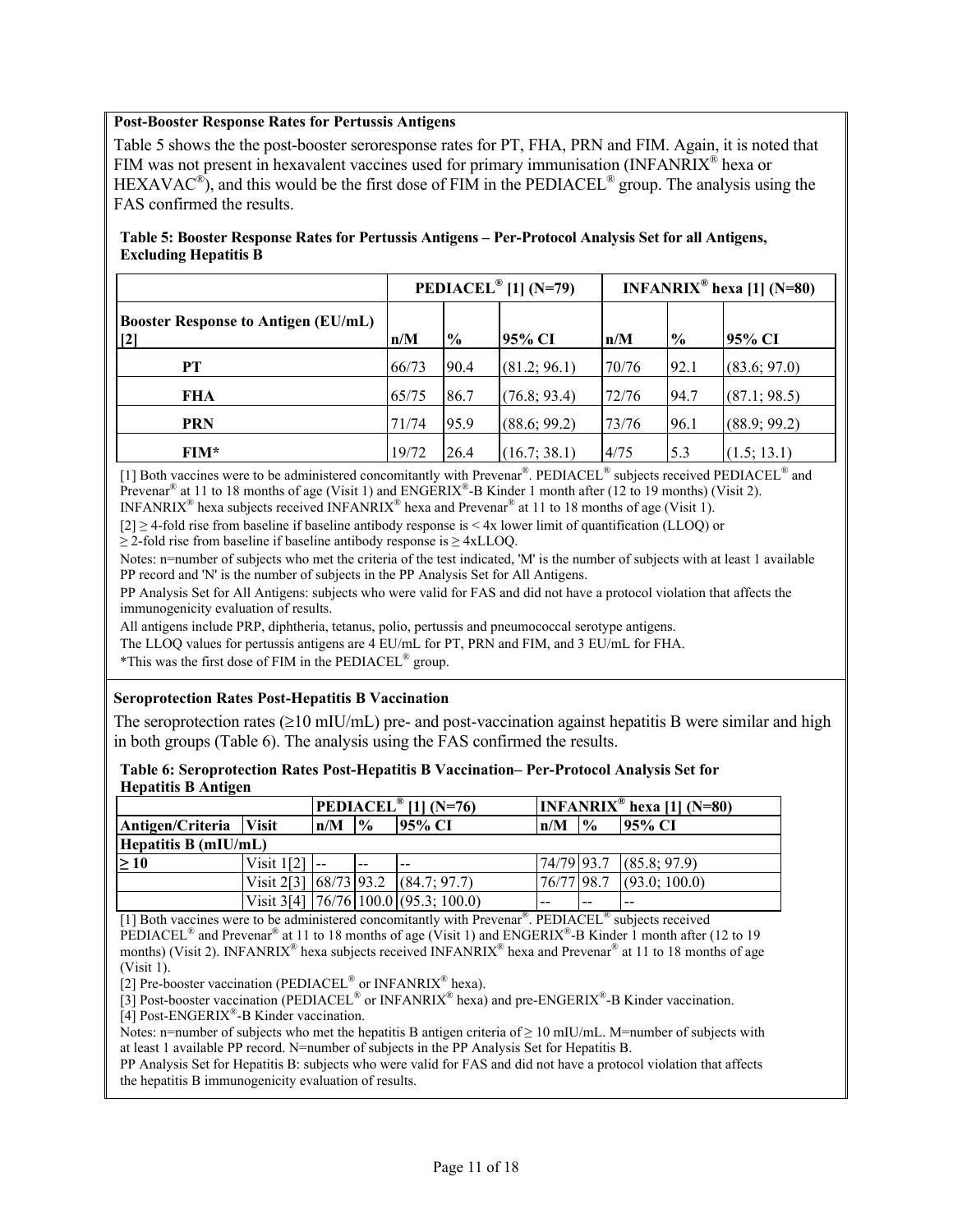**Post-Booster Response Rates for Pertussis Antigens**

Table 5 shows the the post-booster seroresponse rates for PT, FHA, PRN and FIM. Again, it is noted that FIM was not present in hexavalent vaccines used for primary immunisation (INFANRIX® hexa or HEXAVAC®), and this would be the first dose of FIM in the PEDIACEL® group. The analysis using the FAS confirmed the results.

**Table 5: Booster Response Rates for Pertussis Antigens – Per-Protocol Analysis Set for all Antigens, Excluding Hepatitis B**

| | PEDIACEL® [1] (N=79) | | | INFANRIX® hexa [1] (N=80) | | |
|---|---|---|---|---|---|---|
| **Booster Response to Antigen (EU/mL) [2]** | **n/M** | **%** | **95% CI** | **n/M** | **%** | **95% CI** |
| **PT** | 66/73 | 90.4 | (81.2; 96.1) | 70/76 | 92.1 | (83.6; 97.0) |
| **FHA** | 65/75 | 86.7 | (76.8; 93.4) | 72/76 | 94.7 | (87.1; 98.5) |
| **PRN** | 71/74 | 95.9 | (88.6; 99.2) | 73/76 | 96.1 | (88.9; 99.2) |
| **FIM*** | 19/72 | 26.4 | (16.7; 38.1) | 4/75 | 5.3 | (1.5; 13.1) |

[1] Both vaccines were to be administered concomitantly with Prevenar®. PEDIACEL® subjects received PEDIACEL® and Prevenar® at 11 to 18 months of age (Visit 1) and ENGERIX®-B Kinder 1 month after (12 to 19 months) (Visit 2). INFANRIX® hexa subjects received INFANRIX® hexa and Prevenar® at 11 to 18 months of age (Visit 1).

[2] ≥ 4-fold rise from baseline if baseline antibody response is < 4x lower limit of quantification (LLOQ) or ≥ 2-fold rise from baseline if baseline antibody response is ≥ 4xLLOQ.

Notes: n=number of subjects who met the criteria of the test indicated, 'M' is the number of subjects with at least 1 available PP record and 'N' is the number of subjects in the PP Analysis Set for All Antigens.

PP Analysis Set for All Antigens: subjects who were valid for FAS and did not have a protocol violation that affects the immunogenicity evaluation of results.

All antigens include PRP, diphtheria, tetanus, polio, pertussis and pneumococcal serotype antigens.

The LLOQ values for pertussis antigens are 4 EU/mL for PT, PRN and FIM, and 3 EU/mL for FHA.

*This was the first dose of FIM in the PEDIACEL® group.

**Seroprotection Rates Post-Hepatitis B Vaccination**

The seroprotection rates (≥10 mIU/mL) pre- and post-vaccination against hepatitis B were similar and high in both groups (Table 6). The analysis using the FAS confirmed the results.

**Table 6: Seroprotection Rates Post-Hepatitis B Vaccination– Per-Protocol Analysis Set for Hepatitis B Antigen**

| | | PEDIACEL® [1] (N=76) | | | INFANRIX® hexa [1] (N=80) | | |
|---|---|---|---|---|---|---|---|
| **Antigen/Criteria** | **Visit** | **n/M** | **%** | **95% CI** | **n/M** | **%** | **95% CI** |
| **Hepatitis B (mIU/mL)** | | | | | | | |
| **≥ 10** | Visit 1[2] | -- | -- | -- | 74/79 | 93.7 | (85.8; 97.9) |
| | Visit 2[3] | 68/73 | 93.2 | (84.7; 97.7) | 76/77 | 98.7 | (93.0; 100.0) |
| | Visit 3[4] | 76/76 | 100.0 | (95.3; 100.0) | -- | -- | -- |

[1] Both vaccines were to be administered concomitantly with Prevenar®. PEDIACEL® subjects received PEDIACEL® and Prevenar® at 11 to 18 months of age (Visit 1) and ENGERIX®-B Kinder 1 month after (12 to 19 months) (Visit 2). INFANRIX® hexa subjects received INFANRIX® hexa and Prevenar® at 11 to 18 months of age (Visit 1).

[2] Pre-booster vaccination (PEDIACEL® or INFANRIX® hexa).

[3] Post-booster vaccination (PEDIACEL® or INFANRIX® hexa) and pre-ENGERIX®-B Kinder vaccination.

[4] Post-ENGERIX®-B Kinder vaccination.

Notes: n=number of subjects who met the hepatitis B antigen criteria of ≥ 10 mIU/mL. M=number of subjects with at least 1 available PP record. N=number of subjects in the PP Analysis Set for Hepatitis B.

PP Analysis Set for Hepatitis B: subjects who were valid for FAS and did not have a protocol violation that affects the hepatitis B immunogenicity evaluation of results.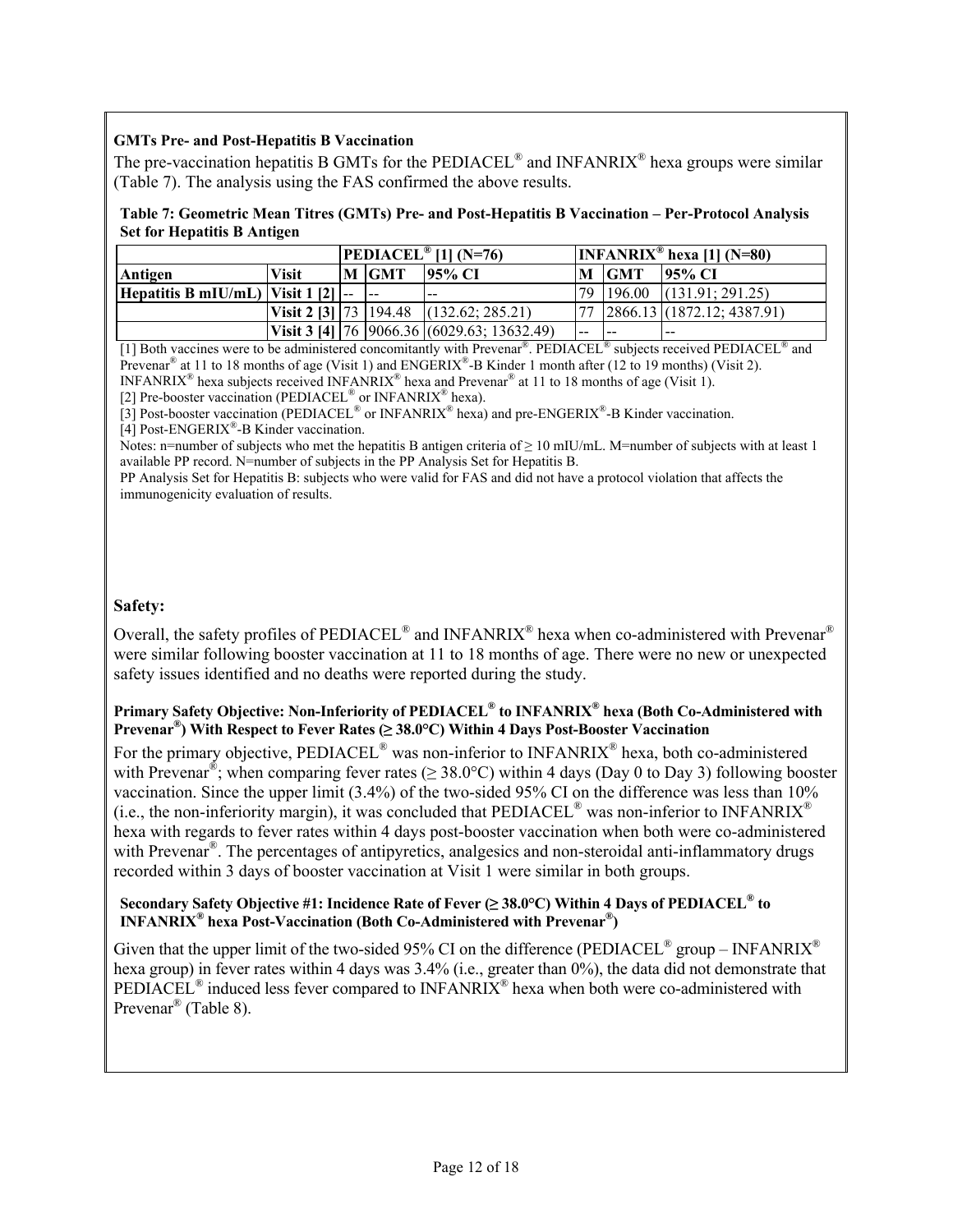**GMTs Pre- and Post-Hepatitis B Vaccination**

The pre-vaccination hepatitis B GMTs for the PEDIACEL® and INFANRIX® hexa groups were similar (Table 7). The analysis using the FAS confirmed the above results.

**Table 7: Geometric Mean Titres (GMTs) Pre- and Post-Hepatitis B Vaccination – Per-Protocol Analysis Set for Hepatitis B Antigen**

| | | PEDIACEL® [1] (N=76) | | | INFANRIX® hexa [1] (N=80) | | |
|---|---|---|---|---|---|---|---|
| **Antigen** | **Visit** | **M** | **GMT** | **95% CI** | **M** | **GMT** | **95% CI** |
| **Hepatitis B mIU/mL)** | **Visit 1 [2]** | -- | -- | -- | 79 | 196.00 | (131.91; 291.25) |
| | **Visit 2 [3]** | 73 | 194.48 | (132.62; 285.21) | 77 | 2866.13 | (1872.12; 4387.91) |
| | **Visit 3 [4]** | 76 | 9066.36 | (6029.63; 13632.49) | -- | -- | -- |

[1] Both vaccines were to be administered concomitantly with Prevenar®. PEDIACEL® subjects received PEDIACEL® and Prevenar® at 11 to 18 months of age (Visit 1) and ENGERIX®-B Kinder 1 month after (12 to 19 months) (Visit 2). INFANRIX® hexa subjects received INFANRIX® hexa and Prevenar® at 11 to 18 months of age (Visit 1).
[2] Pre-booster vaccination (PEDIACEL® or INFANRIX® hexa).
[3] Post-booster vaccination (PEDIACEL® or INFANRIX® hexa) and pre-ENGERIX®-B Kinder vaccination.
[4] Post-ENGERIX®-B Kinder vaccination.
Notes: n=number of subjects who met the hepatitis B antigen criteria of ≥ 10 mIU/mL. M=number of subjects with at least 1 available PP record. N=number of subjects in the PP Analysis Set for Hepatitis B.
PP Analysis Set for Hepatitis B: subjects who were valid for FAS and did not have a protocol violation that affects the immunogenicity evaluation of results.

## Safety:

Overall, the safety profiles of PEDIACEL® and INFANRIX® hexa when co-administered with Prevenar® were similar following booster vaccination at 11 to 18 months of age. There were no new or unexpected safety issues identified and no deaths were reported during the study.

### Primary Safety Objective: Non-Inferiority of PEDIACEL® to INFANRIX® hexa (Both Co-Administered with Prevenar®) With Respect to Fever Rates (≥ 38.0°C) Within 4 Days Post-Booster Vaccination

For the primary objective, PEDIACEL® was non-inferior to INFANRIX® hexa, both co-administered with Prevenar®; when comparing fever rates (≥ 38.0°C) within 4 days (Day 0 to Day 3) following booster vaccination. Since the upper limit (3.4%) of the two-sided 95% CI on the difference was less than 10% (i.e., the non-inferiority margin), it was concluded that PEDIACEL® was non-inferior to INFANRIX® hexa with regards to fever rates within 4 days post-booster vaccination when both were co-administered with Prevenar®. The percentages of antipyretics, analgesics and non-steroidal anti-inflammatory drugs recorded within 3 days of booster vaccination at Visit 1 were similar in both groups.

### Secondary Safety Objective #1: Incidence Rate of Fever (≥ 38.0°C) Within 4 Days of PEDIACEL® to INFANRIX® hexa Post-Vaccination (Both Co-Administered with Prevenar®)

Given that the upper limit of the two-sided 95% CI on the difference (PEDIACEL® group – INFANRIX® hexa group) in fever rates within 4 days was 3.4% (i.e., greater than 0%), the data did not demonstrate that PEDIACEL® induced less fever compared to INFANRIX® hexa when both were co-administered with Prevenar® (Table 8).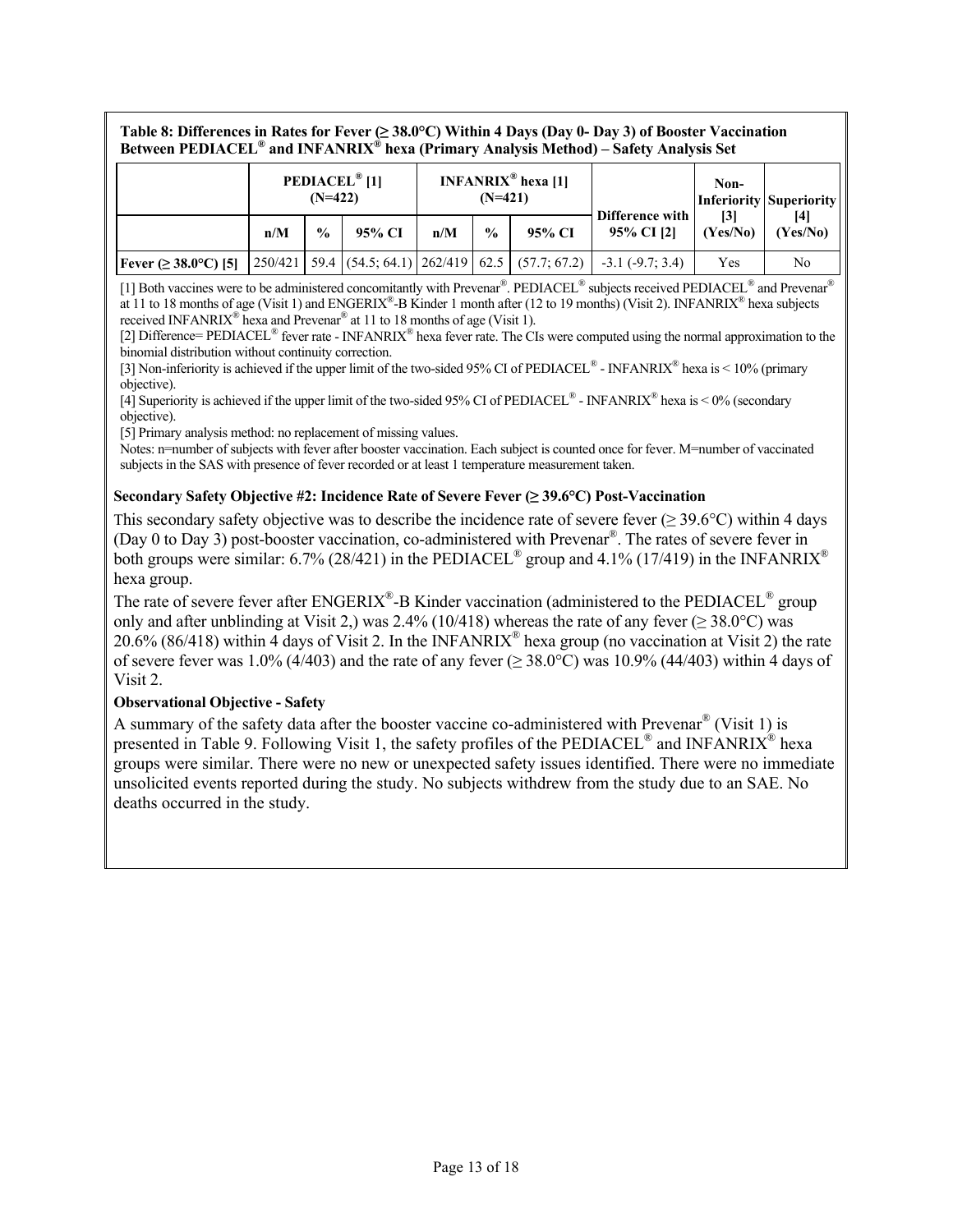**Table 8: Differences in Rates for Fever (≥ 38.0°C) Within 4 Days (Day 0- Day 3) of Booster Vaccination Between PEDIACEL® and INFANRIX® hexa (Primary Analysis Method) – Safety Analysis Set**

| | PEDIACEL® [1] (N=422) | | | INFANRIX® hexa [1] (N=421) | | | Difference with 95% CI [2] | Non-Inferiority [3] (Yes/No) | Superiority [4] (Yes/No) |
|---|---|---|---|---|---|---|---|---|---|
| | n/M | % | 95% CI | n/M | % | 95% CI | | | |
| Fever (≥ 38.0°C) [5] | 250/421 | 59.4 | (54.5; 64.1) | 262/419 | 62.5 | (57.7; 67.2) | -3.1 (-9.7; 3.4) | Yes | No |

[1] Both vaccines were to be administered concomitantly with Prevenar®. PEDIACEL® subjects received PEDIACEL® and Prevenar® at 11 to 18 months of age (Visit 1) and ENGERIX®-B Kinder 1 month after (12 to 19 months) (Visit 2). INFANRIX® hexa subjects received INFANRIX® hexa and Prevenar® at 11 to 18 months of age (Visit 1).

[2] Difference= PEDIACEL® fever rate - INFANRIX® hexa fever rate. The CIs were computed using the normal approximation to the binomial distribution without continuity correction.

[3] Non-inferiority is achieved if the upper limit of the two-sided 95% CI of PEDIACEL® - INFANRIX® hexa is < 10% (primary objective).

[4] Superiority is achieved if the upper limit of the two-sided 95% CI of PEDIACEL® - INFANRIX® hexa is < 0% (secondary objective).

[5] Primary analysis method: no replacement of missing values.

Notes: n=number of subjects with fever after booster vaccination. Each subject is counted once for fever. M=number of vaccinated subjects in the SAS with presence of fever recorded or at least 1 temperature measurement taken.

**Secondary Safety Objective #2: Incidence Rate of Severe Fever (≥ 39.6°C) Post-Vaccination**

This secondary safety objective was to describe the incidence rate of severe fever (≥ 39.6°C) within 4 days (Day 0 to Day 3) post-booster vaccination, co-administered with Prevenar®. The rates of severe fever in both groups were similar: 6.7% (28/421) in the PEDIACEL® group and 4.1% (17/419) in the INFANRIX® hexa group.

The rate of severe fever after ENGERIX®-B Kinder vaccination (administered to the PEDIACEL® group only and after unblinding at Visit 2,) was 2.4% (10/418) whereas the rate of any fever (≥ 38.0°C) was 20.6% (86/418) within 4 days of Visit 2. In the INFANRIX® hexa group (no vaccination at Visit 2) the rate of severe fever was 1.0% (4/403) and the rate of any fever (≥ 38.0°C) was 10.9% (44/403) within 4 days of Visit 2.

**Observational Objective - Safety**

A summary of the safety data after the booster vaccine co-administered with Prevenar® (Visit 1) is presented in Table 9. Following Visit 1, the safety profiles of the PEDIACEL® and INFANRIX® hexa groups were similar. There were no new or unexpected safety issues identified. There were no immediate unsolicited events reported during the study. No subjects withdrew from the study due to an SAE. No deaths occurred in the study.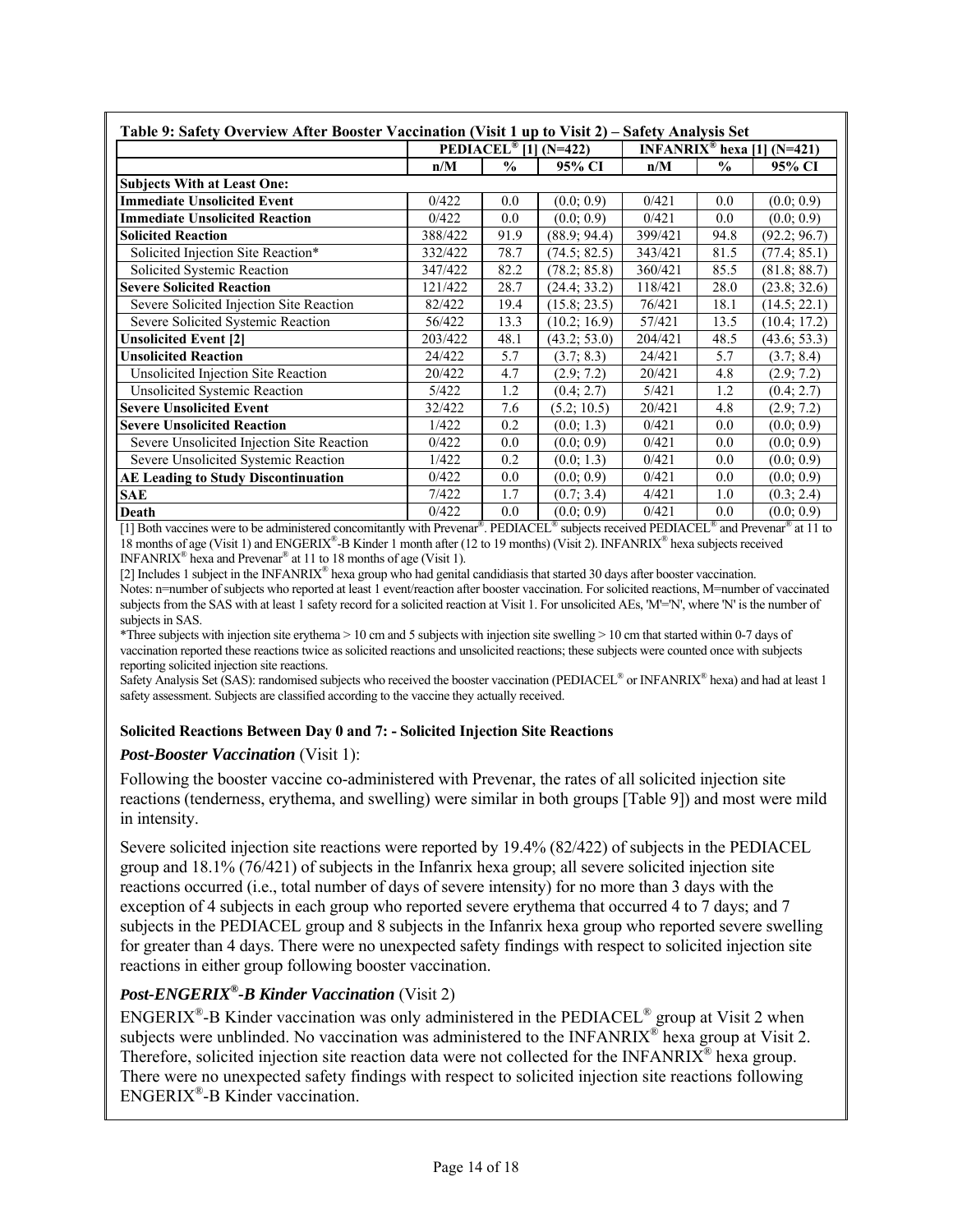**Table 9: Safety Overview After Booster Vaccination (Visit 1 up to Visit 2) – Safety Analysis Set**

| | PEDIACEL® [1] (N=422) | | | INFANRIX® hexa [1] (N=421) | | |
|---|---|---|---|---|---|---|
| | n/M | % | 95% CI | n/M | % | 95% CI |
| **Subjects With at Least One:** | | | | | | |
| **Immediate Unsolicited Event** | 0/422 | 0.0 | (0.0; 0.9) | 0/421 | 0.0 | (0.0; 0.9) |
| **Immediate Unsolicited Reaction** | 0/422 | 0.0 | (0.0; 0.9) | 0/421 | 0.0 | (0.0; 0.9) |
| **Solicited Reaction** | 388/422 | 91.9 | (88.9; 94.4) | 399/421 | 94.8 | (92.2; 96.7) |
| Solicited Injection Site Reaction* | 332/422 | 78.7 | (74.5; 82.5) | 343/421 | 81.5 | (77.4; 85.1) |
| Solicited Systemic Reaction | 347/422 | 82.2 | (78.2; 85.8) | 360/421 | 85.5 | (81.8; 88.7) |
| **Severe Solicited Reaction** | 121/422 | 28.7 | (24.4; 33.2) | 118/421 | 28.0 | (23.8; 32.6) |
| Severe Solicited Injection Site Reaction | 82/422 | 19.4 | (15.8; 23.5) | 76/421 | 18.1 | (14.5; 22.1) |
| Severe Solicited Systemic Reaction | 56/422 | 13.3 | (10.2; 16.9) | 57/421 | 13.5 | (10.4; 17.2) |
| **Unsolicited Event [2]** | 203/422 | 48.1 | (43.2; 53.0) | 204/421 | 48.5 | (43.6; 53.3) |
| **Unsolicited Reaction** | 24/422 | 5.7 | (3.7; 8.3) | 24/421 | 5.7 | (3.7; 8.4) |
| Unsolicited Injection Site Reaction | 20/422 | 4.7 | (2.9; 7.2) | 20/421 | 4.8 | (2.9; 7.2) |
| Unsolicited Systemic Reaction | 5/422 | 1.2 | (0.4; 2.7) | 5/421 | 1.2 | (0.4; 2.7) |
| **Severe Unsolicited Event** | 32/422 | 7.6 | (5.2; 10.5) | 20/421 | 4.8 | (2.9; 7.2) |
| **Severe Unsolicited Reaction** | 1/422 | 0.2 | (0.0; 1.3) | 0/421 | 0.0 | (0.0; 0.9) |
| Severe Unsolicited Injection Site Reaction | 0/422 | 0.0 | (0.0; 0.9) | 0/421 | 0.0 | (0.0; 0.9) |
| Severe Unsolicited Systemic Reaction | 1/422 | 0.2 | (0.0; 1.3) | 0/421 | 0.0 | (0.0; 0.9) |
| **AE Leading to Study Discontinuation** | 0/422 | 0.0 | (0.0; 0.9) | 0/421 | 0.0 | (0.0; 0.9) |
| **SAE** | 7/422 | 1.7 | (0.7; 3.4) | 4/421 | 1.0 | (0.3; 2.4) |
| **Death** | 0/422 | 0.0 | (0.0; 0.9) | 0/421 | 0.0 | (0.0; 0.9) |

[1] Both vaccines were to be administered concomitantly with Prevenar®. PEDIACEL® subjects received PEDIACEL® and Prevenar® at 11 to 18 months of age (Visit 1) and ENGERIX®-B Kinder 1 month after (12 to 19 months) (Visit 2). INFANRIX® hexa subjects received INFANRIX® hexa and Prevenar® at 11 to 18 months of age (Visit 1).

[2] Includes 1 subject in the INFANRIX® hexa group who had genital candidiasis that started 30 days after booster vaccination.

Notes: n=number of subjects who reported at least 1 event/reaction after booster vaccination. For solicited reactions, M=number of vaccinated subjects from the SAS with at least 1 safety record for a solicited reaction at Visit 1. For unsolicited AEs, 'M'='N', where 'N' is the number of subjects in SAS.

*Three subjects with injection site erythema > 10 cm and 5 subjects with injection site swelling > 10 cm that started within 0-7 days of vaccination reported these reactions twice as solicited reactions and unsolicited reactions; these subjects were counted once with subjects reporting solicited injection site reactions.

Safety Analysis Set (SAS): randomised subjects who received the booster vaccination (PEDIACEL® or INFANRIX® hexa) and had at least 1 safety assessment. Subjects are classified according to the vaccine they actually received.

**Solicited Reactions Between Day 0 and 7: - Solicited Injection Site Reactions**

***Post-Booster Vaccination*** (Visit 1):

Following the booster vaccine co-administered with Prevenar, the rates of all solicited injection site reactions (tenderness, erythema, and swelling) were similar in both groups [Table 9]) and most were mild in intensity.

Severe solicited injection site reactions were reported by 19.4% (82/422) of subjects in the PEDIACEL group and 18.1% (76/421) of subjects in the Infanrix hexa group; all severe solicited injection site reactions occurred (i.e., total number of days of severe intensity) for no more than 3 days with the exception of 4 subjects in each group who reported severe erythema that occurred 4 to 7 days; and 7 subjects in the PEDIACEL group and 8 subjects in the Infanrix hexa group who reported severe swelling for greater than 4 days. There were no unexpected safety findings with respect to solicited injection site reactions in either group following booster vaccination.

***Post-ENGERIX®-B Kinder Vaccination*** (Visit 2)

ENGERIX®-B Kinder vaccination was only administered in the PEDIACEL® group at Visit 2 when subjects were unblinded. No vaccination was administered to the INFANRIX® hexa group at Visit 2. Therefore, solicited injection site reaction data were not collected for the INFANRIX® hexa group. There were no unexpected safety findings with respect to solicited injection site reactions following ENGERIX®-B Kinder vaccination.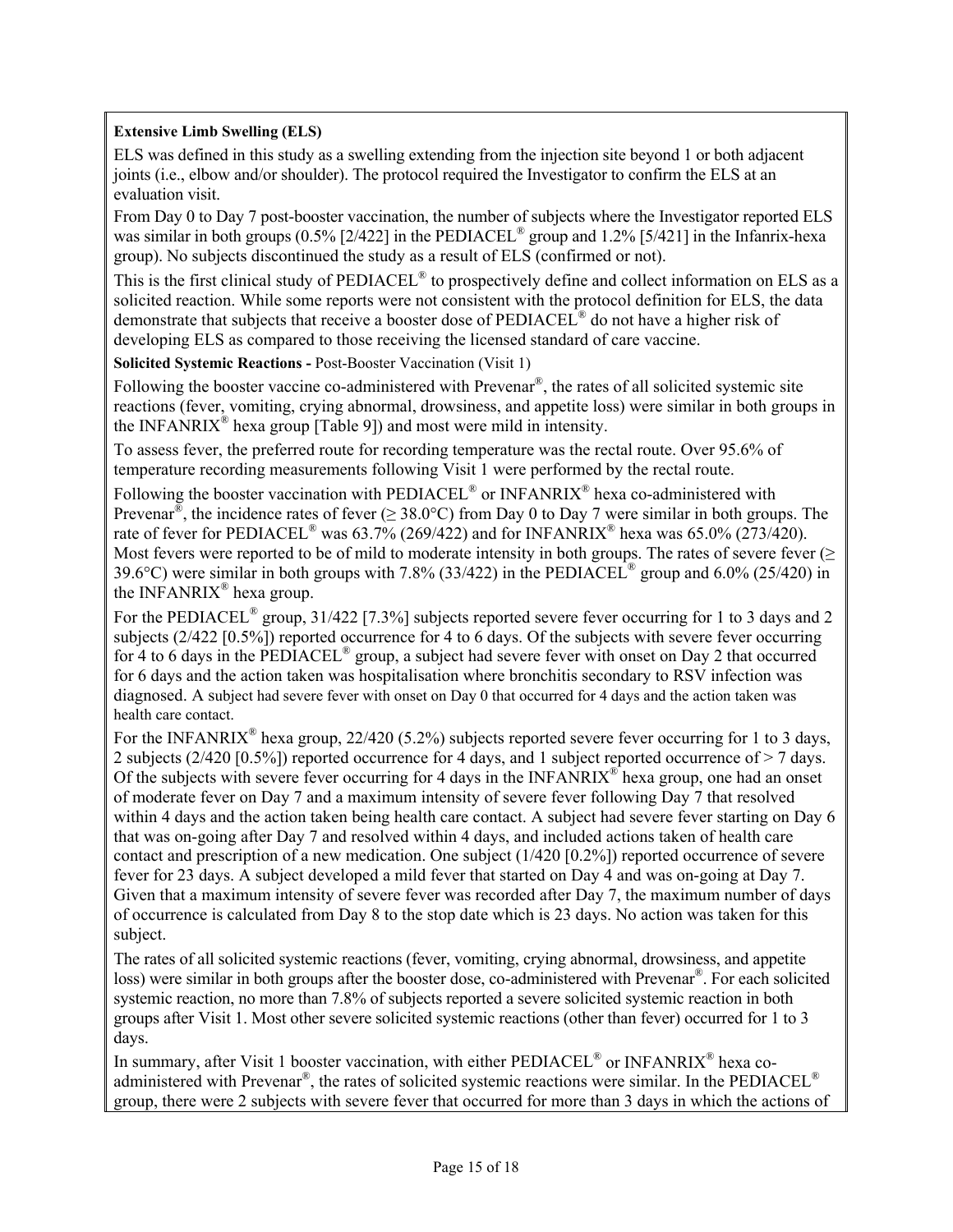**Extensive Limb Swelling (ELS)**

ELS was defined in this study as a swelling extending from the injection site beyond 1 or both adjacent joints (i.e., elbow and/or shoulder). The protocol required the Investigator to confirm the ELS at an evaluation visit.

From Day 0 to Day 7 post-booster vaccination, the number of subjects where the Investigator reported ELS was similar in both groups (0.5% [2/422] in the PEDIACEL® group and 1.2% [5/421] in the Infanrix-hexa group). No subjects discontinued the study as a result of ELS (confirmed or not).

This is the first clinical study of PEDIACEL® to prospectively define and collect information on ELS as a solicited reaction. While some reports were not consistent with the protocol definition for ELS, the data demonstrate that subjects that receive a booster dose of PEDIACEL® do not have a higher risk of developing ELS as compared to those receiving the licensed standard of care vaccine.

**Solicited Systemic Reactions -** Post-Booster Vaccination (Visit 1)

Following the booster vaccine co-administered with Prevenar®, the rates of all solicited systemic site reactions (fever, vomiting, crying abnormal, drowsiness, and appetite loss) were similar in both groups in the INFANRIX® hexa group [Table 9]) and most were mild in intensity.

To assess fever, the preferred route for recording temperature was the rectal route. Over 95.6% of temperature recording measurements following Visit 1 were performed by the rectal route.

Following the booster vaccination with PEDIACEL® or INFANRIX® hexa co-administered with Prevenar®, the incidence rates of fever (≥ 38.0°C) from Day 0 to Day 7 were similar in both groups. The rate of fever for PEDIACEL® was 63.7% (269/422) and for INFANRIX® hexa was 65.0% (273/420). Most fevers were reported to be of mild to moderate intensity in both groups. The rates of severe fever (≥ 39.6°C) were similar in both groups with 7.8% (33/422) in the PEDIACEL® group and 6.0% (25/420) in the INFANRIX® hexa group.

For the PEDIACEL® group, 31/422 [7.3%] subjects reported severe fever occurring for 1 to 3 days and 2 subjects (2/422 [0.5%]) reported occurrence for 4 to 6 days. Of the subjects with severe fever occurring for 4 to 6 days in the PEDIACEL® group, a subject had severe fever with onset on Day 2 that occurred for 6 days and the action taken was hospitalisation where bronchitis secondary to RSV infection was diagnosed. A subject had severe fever with onset on Day 0 that occurred for 4 days and the action taken was health care contact.

For the INFANRIX® hexa group, 22/420 (5.2%) subjects reported severe fever occurring for 1 to 3 days, 2 subjects (2/420 [0.5%]) reported occurrence for 4 days, and 1 subject reported occurrence of > 7 days. Of the subjects with severe fever occurring for 4 days in the INFANRIX® hexa group, one had an onset of moderate fever on Day 7 and a maximum intensity of severe fever following Day 7 that resolved within 4 days and the action taken being health care contact. A subject had severe fever starting on Day 6 that was on-going after Day 7 and resolved within 4 days, and included actions taken of health care contact and prescription of a new medication. One subject (1/420 [0.2%]) reported occurrence of severe fever for 23 days. A subject developed a mild fever that started on Day 4 and was on-going at Day 7. Given that a maximum intensity of severe fever was recorded after Day 7, the maximum number of days of occurrence is calculated from Day 8 to the stop date which is 23 days. No action was taken for this subject.

The rates of all solicited systemic reactions (fever, vomiting, crying abnormal, drowsiness, and appetite loss) were similar in both groups after the booster dose, co-administered with Prevenar®. For each solicited systemic reaction, no more than 7.8% of subjects reported a severe solicited systemic reaction in both groups after Visit 1. Most other severe solicited systemic reactions (other than fever) occurred for 1 to 3 days.

In summary, after Visit 1 booster vaccination, with either PEDIACEL® or INFANRIX® hexa co-administered with Prevenar®, the rates of solicited systemic reactions were similar. In the PEDIACEL® group, there were 2 subjects with severe fever that occurred for more than 3 days in which the actions of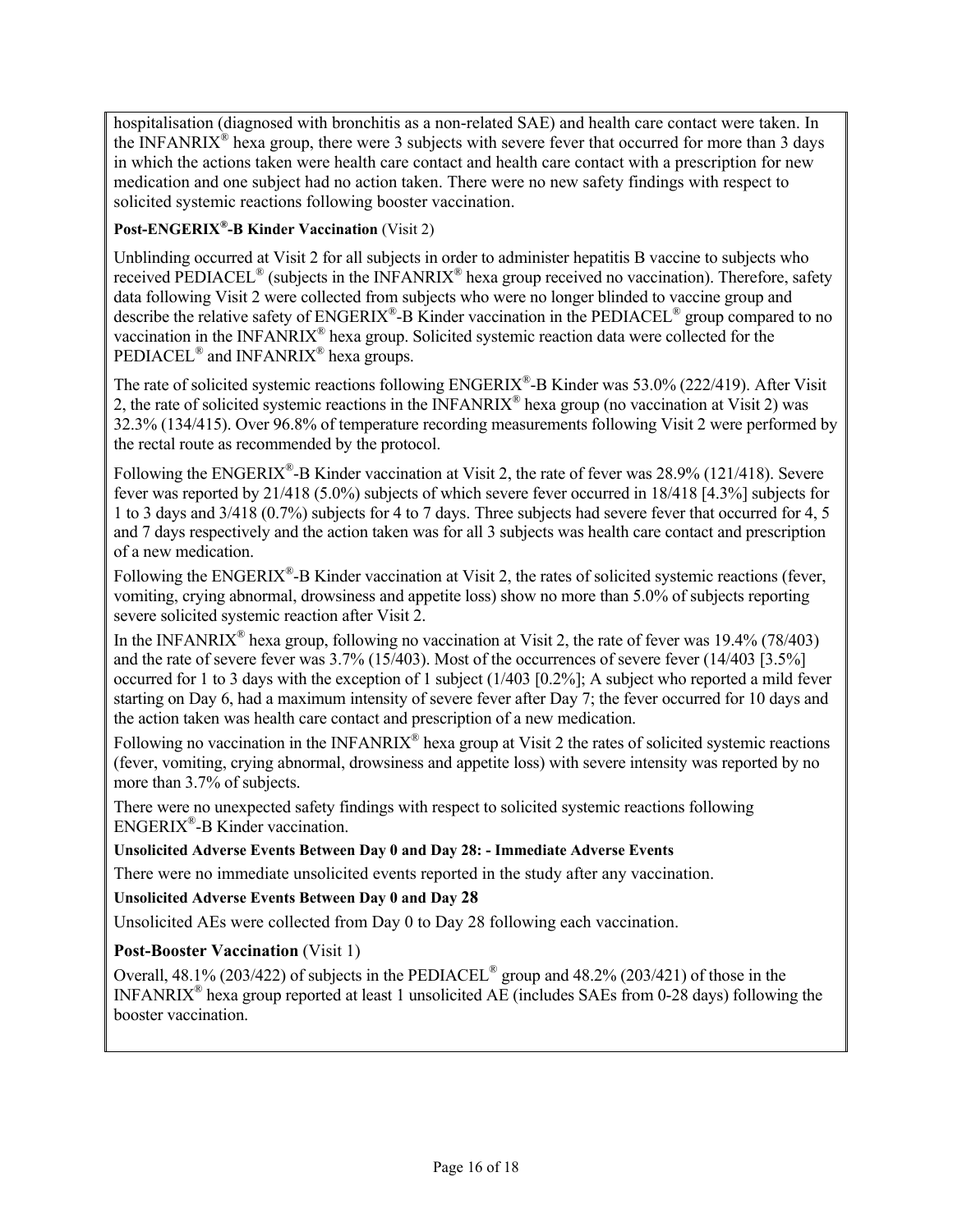hospitalisation (diagnosed with bronchitis as a non-related SAE) and health care contact were taken. In the INFANRIX® hexa group, there were 3 subjects with severe fever that occurred for more than 3 days in which the actions taken were health care contact and health care contact with a prescription for new medication and one subject had no action taken. There were no new safety findings with respect to solicited systemic reactions following booster vaccination.

**Post-ENGERIX®-B Kinder Vaccination** (Visit 2)

Unblinding occurred at Visit 2 for all subjects in order to administer hepatitis B vaccine to subjects who received PEDIACEL® (subjects in the INFANRIX® hexa group received no vaccination). Therefore, safety data following Visit 2 were collected from subjects who were no longer blinded to vaccine group and describe the relative safety of ENGERIX®-B Kinder vaccination in the PEDIACEL® group compared to no vaccination in the INFANRIX® hexa group. Solicited systemic reaction data were collected for the PEDIACEL® and INFANRIX® hexa groups.

The rate of solicited systemic reactions following ENGERIX®-B Kinder was 53.0% (222/419). After Visit 2, the rate of solicited systemic reactions in the INFANRIX® hexa group (no vaccination at Visit 2) was 32.3% (134/415). Over 96.8% of temperature recording measurements following Visit 2 were performed by the rectal route as recommended by the protocol.

Following the ENGERIX®-B Kinder vaccination at Visit 2, the rate of fever was 28.9% (121/418). Severe fever was reported by 21/418 (5.0%) subjects of which severe fever occurred in 18/418 [4.3%] subjects for 1 to 3 days and 3/418 (0.7%) subjects for 4 to 7 days. Three subjects had severe fever that occurred for 4, 5 and 7 days respectively and the action taken was for all 3 subjects was health care contact and prescription of a new medication.

Following the ENGERIX®-B Kinder vaccination at Visit 2, the rates of solicited systemic reactions (fever, vomiting, crying abnormal, drowsiness and appetite loss) show no more than 5.0% of subjects reporting severe solicited systemic reaction after Visit 2.

In the INFANRIX® hexa group, following no vaccination at Visit 2, the rate of fever was 19.4% (78/403) and the rate of severe fever was 3.7% (15/403). Most of the occurrences of severe fever (14/403 [3.5%] occurred for 1 to 3 days with the exception of 1 subject (1/403 [0.2%]; A subject who reported a mild fever starting on Day 6, had a maximum intensity of severe fever after Day 7; the fever occurred for 10 days and the action taken was health care contact and prescription of a new medication.

Following no vaccination in the INFANRIX® hexa group at Visit 2 the rates of solicited systemic reactions (fever, vomiting, crying abnormal, drowsiness and appetite loss) with severe intensity was reported by no more than 3.7% of subjects.

There were no unexpected safety findings with respect to solicited systemic reactions following ENGERIX®-B Kinder vaccination.

**Unsolicited Adverse Events Between Day 0 and Day 28: - Immediate Adverse Events**

There were no immediate unsolicited events reported in the study after any vaccination.

**Unsolicited Adverse Events Between Day 0 and Day 28**

Unsolicited AEs were collected from Day 0 to Day 28 following each vaccination.

**Post-Booster Vaccination** (Visit 1)

Overall, 48.1% (203/422) of subjects in the PEDIACEL® group and 48.2% (203/421) of those in the INFANRIX® hexa group reported at least 1 unsolicited AE (includes SAEs from 0-28 days) following the booster vaccination.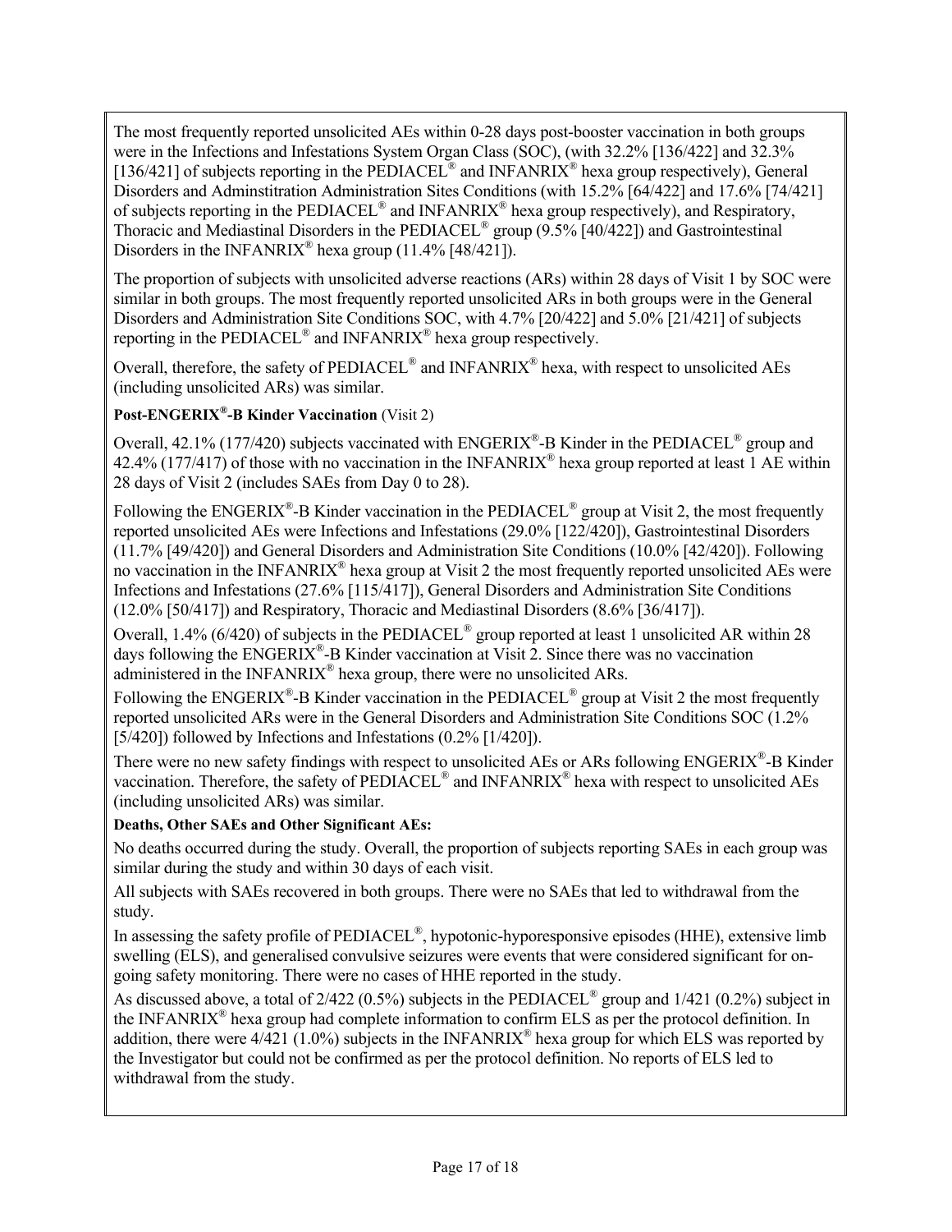The most frequently reported unsolicited AEs within 0-28 days post-booster vaccination in both groups were in the Infections and Infestations System Organ Class (SOC), (with 32.2% [136/422] and 32.3% [136/421] of subjects reporting in the PEDIACEL® and INFANRIX® hexa group respectively), General Disorders and Adminstitration Administration Sites Conditions (with 15.2% [64/422] and 17.6% [74/421] of subjects reporting in the PEDIACEL® and INFANRIX® hexa group respectively), and Respiratory, Thoracic and Mediastinal Disorders in the PEDIACEL® group (9.5% [40/422]) and Gastrointestinal Disorders in the INFANRIX® hexa group (11.4% [48/421]).

The proportion of subjects with unsolicited adverse reactions (ARs) within 28 days of Visit 1 by SOC were similar in both groups. The most frequently reported unsolicited ARs in both groups were in the General Disorders and Administration Site Conditions SOC, with 4.7% [20/422] and 5.0% [21/421] of subjects reporting in the PEDIACEL® and INFANRIX® hexa group respectively.

Overall, therefore, the safety of PEDIACEL® and INFANRIX® hexa, with respect to unsolicited AEs (including unsolicited ARs) was similar.

**Post-ENGERIX®-B Kinder Vaccination** (Visit 2)

Overall, 42.1% (177/420) subjects vaccinated with ENGERIX®-B Kinder in the PEDIACEL® group and 42.4% (177/417) of those with no vaccination in the INFANRIX® hexa group reported at least 1 AE within 28 days of Visit 2 (includes SAEs from Day 0 to 28).

Following the ENGERIX®-B Kinder vaccination in the PEDIACEL® group at Visit 2, the most frequently reported unsolicited AEs were Infections and Infestations (29.0% [122/420]), Gastrointestinal Disorders (11.7% [49/420]) and General Disorders and Administration Site Conditions (10.0% [42/420]). Following no vaccination in the INFANRIX® hexa group at Visit 2 the most frequently reported unsolicited AEs were Infections and Infestations (27.6% [115/417]), General Disorders and Administration Site Conditions (12.0% [50/417]) and Respiratory, Thoracic and Mediastinal Disorders (8.6% [36/417]).

Overall, 1.4% (6/420) of subjects in the PEDIACEL® group reported at least 1 unsolicited AR within 28 days following the ENGERIX®-B Kinder vaccination at Visit 2. Since there was no vaccination administered in the INFANRIX® hexa group, there were no unsolicited ARs.

Following the ENGERIX®-B Kinder vaccination in the PEDIACEL® group at Visit 2 the most frequently reported unsolicited ARs were in the General Disorders and Administration Site Conditions SOC (1.2% [5/420]) followed by Infections and Infestations (0.2% [1/420]).

There were no new safety findings with respect to unsolicited AEs or ARs following ENGERIX®-B Kinder vaccination. Therefore, the safety of PEDIACEL® and INFANRIX® hexa with respect to unsolicited AEs (including unsolicited ARs) was similar.

**Deaths, Other SAEs and Other Significant AEs:**

No deaths occurred during the study. Overall, the proportion of subjects reporting SAEs in each group was similar during the study and within 30 days of each visit.

All subjects with SAEs recovered in both groups. There were no SAEs that led to withdrawal from the study.

In assessing the safety profile of PEDIACEL®, hypotonic-hyporesponsive episodes (HHE), extensive limb swelling (ELS), and generalised convulsive seizures were events that were considered significant for on-going safety monitoring. There were no cases of HHE reported in the study.

As discussed above, a total of 2/422 (0.5%) subjects in the PEDIACEL® group and 1/421 (0.2%) subject in the INFANRIX® hexa group had complete information to confirm ELS as per the protocol definition. In addition, there were 4/421 (1.0%) subjects in the INFANRIX® hexa group for which ELS was reported by the Investigator but could not be confirmed as per the protocol definition. No reports of ELS led to withdrawal from the study.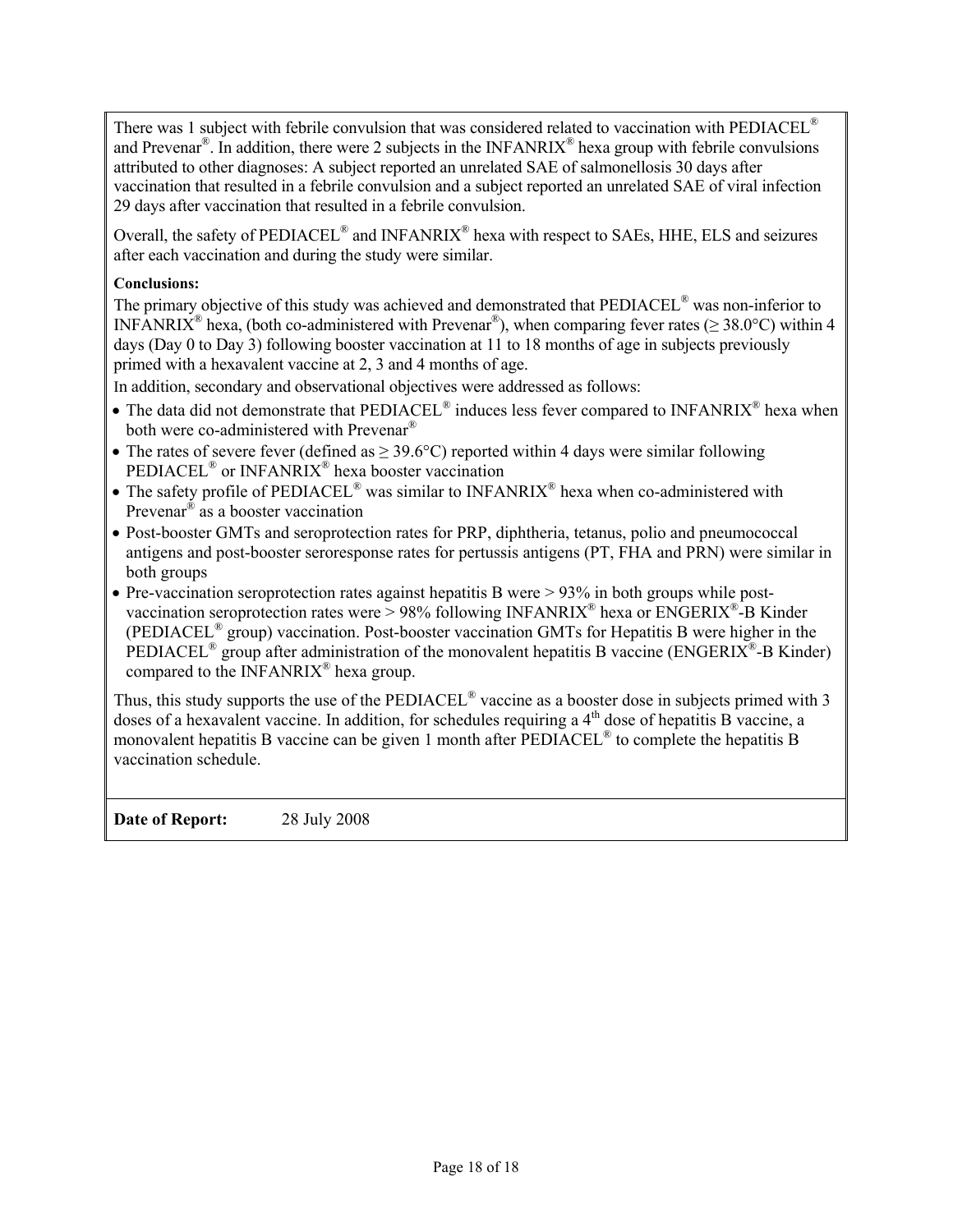There was 1 subject with febrile convulsion that was considered related to vaccination with PEDIACEL® and Prevenar®. In addition, there were 2 subjects in the INFANRIX® hexa group with febrile convulsions attributed to other diagnoses: A subject reported an unrelated SAE of salmonellosis 30 days after vaccination that resulted in a febrile convulsion and a subject reported an unrelated SAE of viral infection 29 days after vaccination that resulted in a febrile convulsion.

Overall, the safety of PEDIACEL® and INFANRIX® hexa with respect to SAEs, HHE, ELS and seizures after each vaccination and during the study were similar.

**Conclusions:**

The primary objective of this study was achieved and demonstrated that PEDIACEL® was non-inferior to INFANRIX® hexa, (both co-administered with Prevenar®), when comparing fever rates (≥ 38.0°C) within 4 days (Day 0 to Day 3) following booster vaccination at 11 to 18 months of age in subjects previously primed with a hexavalent vaccine at 2, 3 and 4 months of age.

In addition, secondary and observational objectives were addressed as follows:

- The data did not demonstrate that PEDIACEL® induces less fever compared to INFANRIX® hexa when both were co-administered with Prevenar®
- The rates of severe fever (defined as ≥ 39.6°C) reported within 4 days were similar following PEDIACEL® or INFANRIX® hexa booster vaccination
- The safety profile of PEDIACEL® was similar to INFANRIX® hexa when co-administered with Prevenar® as a booster vaccination
- Post-booster GMTs and seroprotection rates for PRP, diphtheria, tetanus, polio and pneumococcal antigens and post-booster seroresponse rates for pertussis antigens (PT, FHA and PRN) were similar in both groups
- Pre-vaccination seroprotection rates against hepatitis B were > 93% in both groups while post-vaccination seroprotection rates were > 98% following INFANRIX® hexa or ENGERIX®-B Kinder (PEDIACEL® group) vaccination. Post-booster vaccination GMTs for Hepatitis B were higher in the PEDIACEL® group after administration of the monovalent hepatitis B vaccine (ENGERIX®-B Kinder) compared to the INFANRIX® hexa group.

Thus, this study supports the use of the PEDIACEL® vaccine as a booster dose in subjects primed with 3 doses of a hexavalent vaccine. In addition, for schedules requiring a 4th dose of hepatitis B vaccine, a monovalent hepatitis B vaccine can be given 1 month after PEDIACEL® to complete the hepatitis B vaccination schedule.

**Date of Report:** 28 July 2008